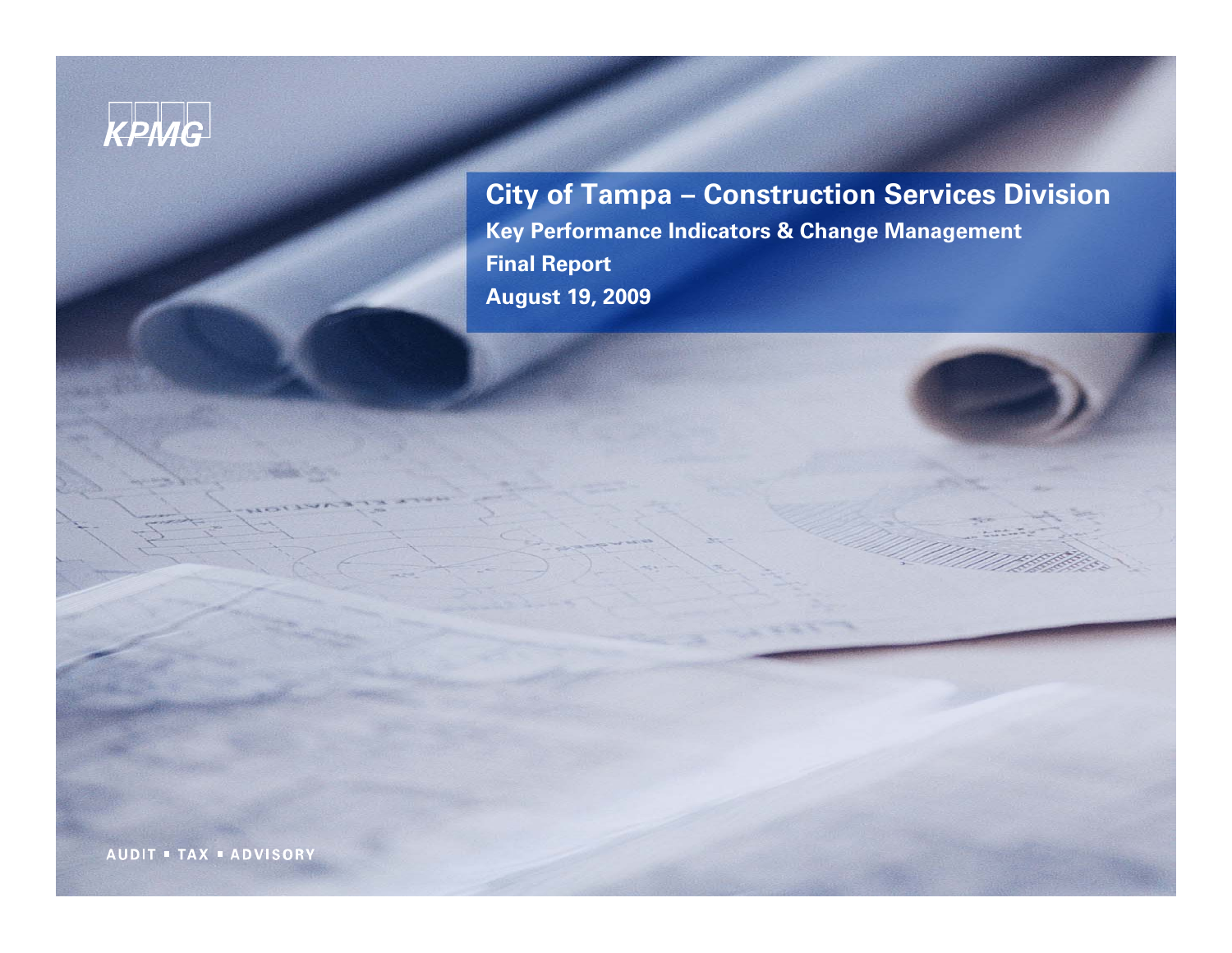KPMG

# City of Tampa – Construction Services Division

**Key Performance Indicators & Change Management**

**Final Report**

**August 19, 2009**

AUDIT ▪ TAX ▪ ADVISORY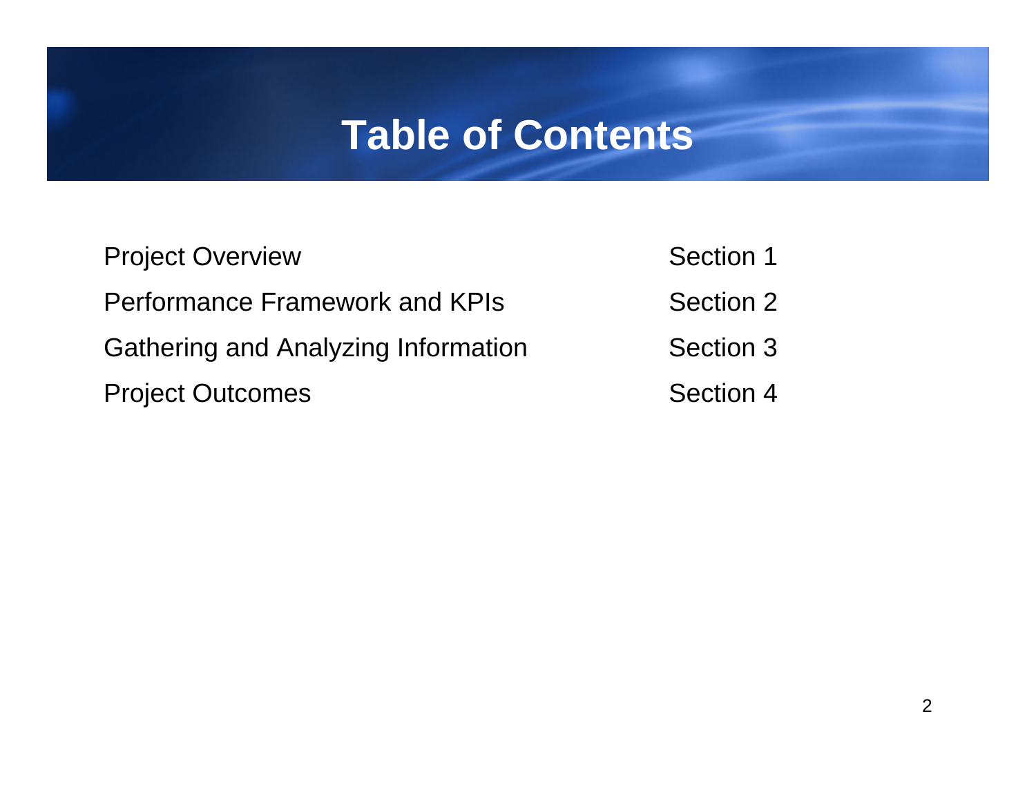# Table of Contents

| | |
|---|---|
| Project Overview | Section 1 |
| Performance Framework and KPIs | Section 2 |
| Gathering and Analyzing Information | Section 3 |
| Project Outcomes | Section 4 |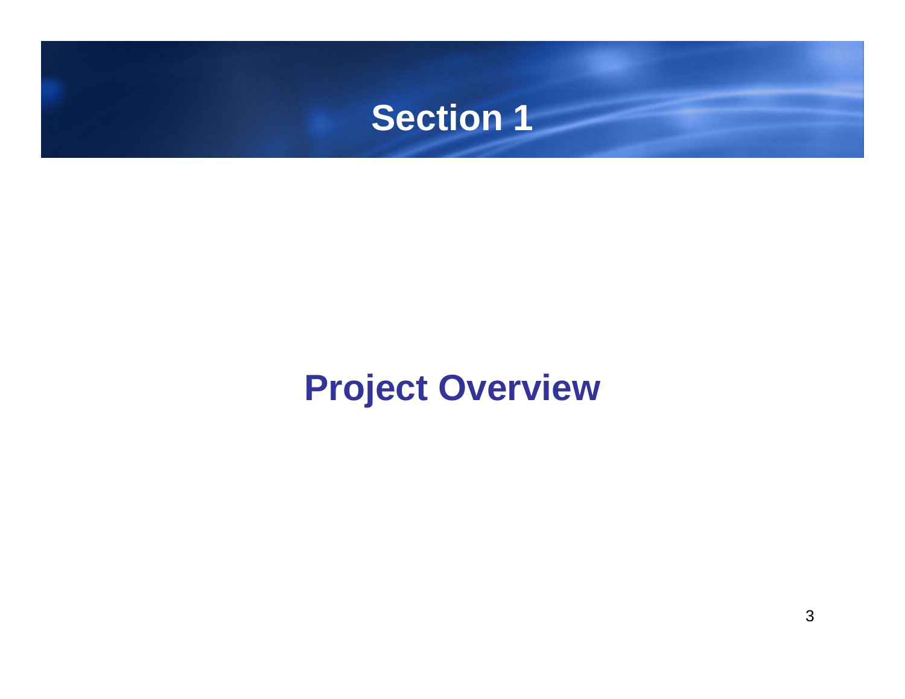# Section 1

## Project Overview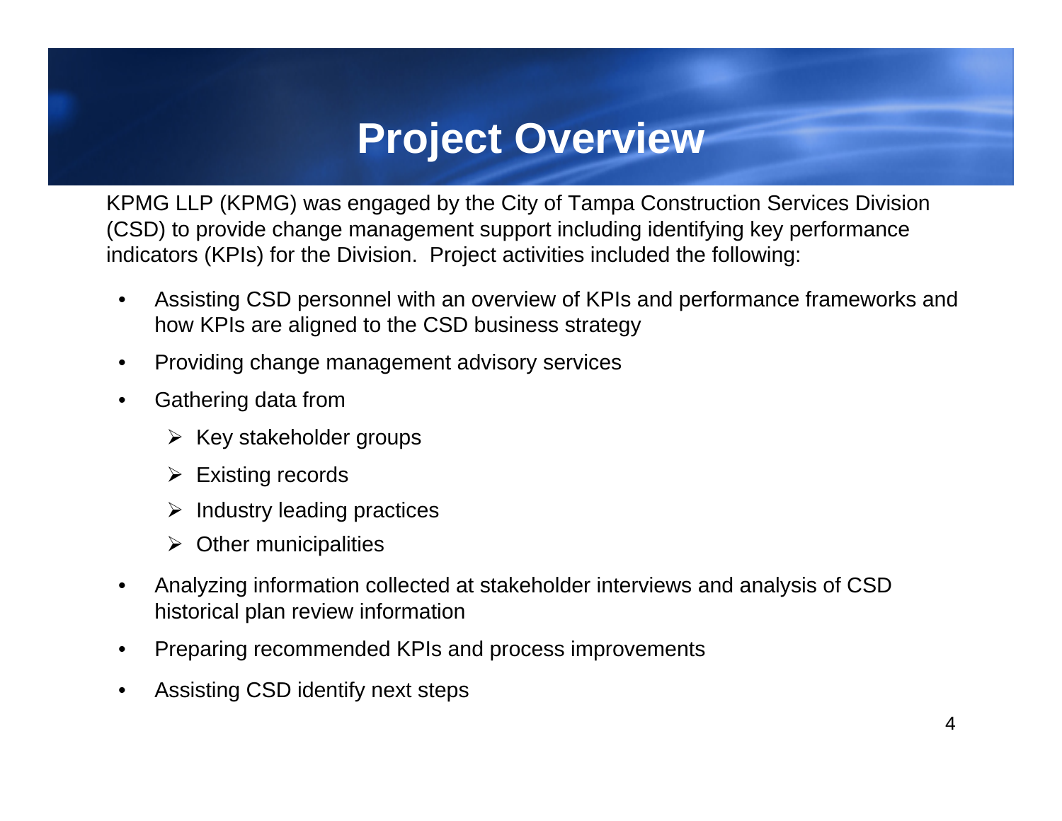# Project Overview

KPMG LLP (KPMG) was engaged by the City of Tampa Construction Services Division (CSD) to provide change management support including identifying key performance indicators (KPIs) for the Division. Project activities included the following:

- Assisting CSD personnel with an overview of KPIs and performance frameworks and how KPIs are aligned to the CSD business strategy
- Providing change management advisory services
- Gathering data from
  - Key stakeholder groups
  - Existing records
  - Industry leading practices
  - Other municipalities
- Analyzing information collected at stakeholder interviews and analysis of CSD historical plan review information
- Preparing recommended KPIs and process improvements
- Assisting CSD identify next steps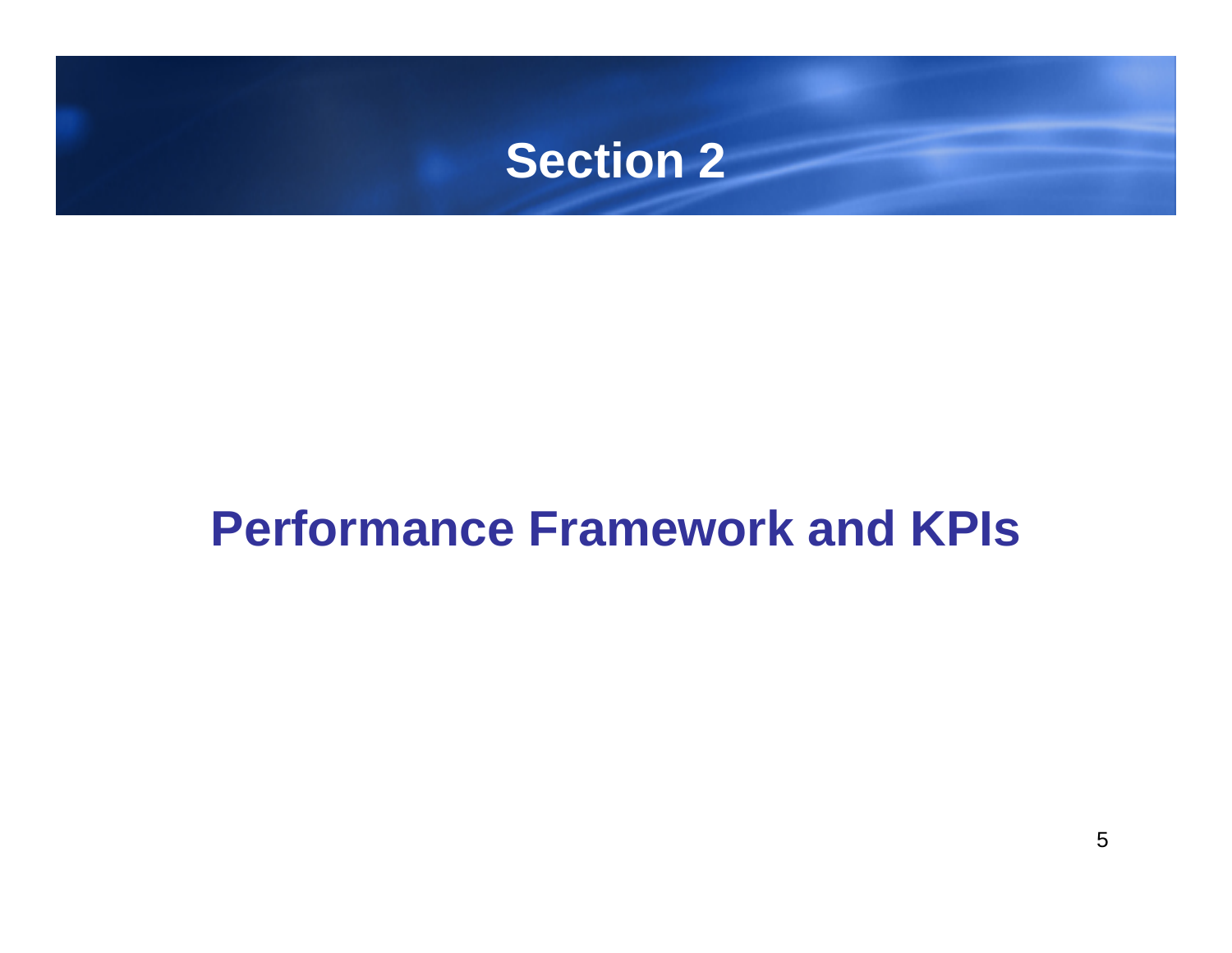# Section 2

## Performance Framework and KPIs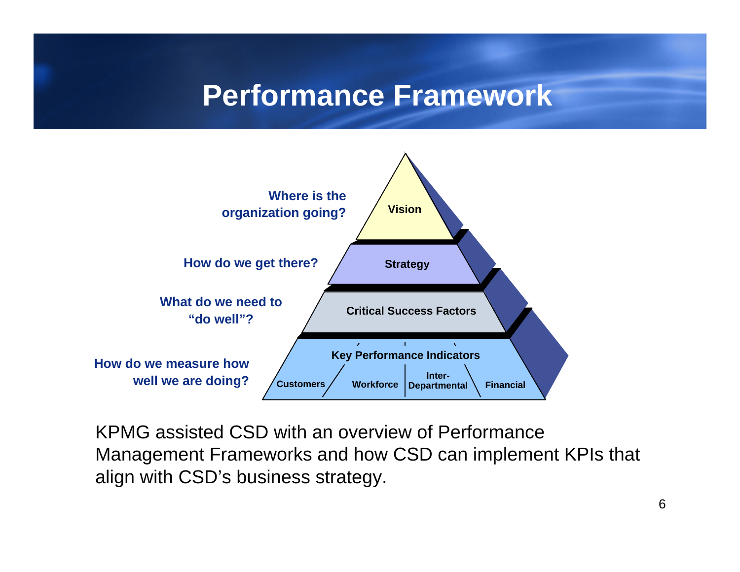# Performance Framework

| Question | Level |
| --- | --- |
| Where is the organization going? | Vision |
| How do we get there? | Strategy |
| What do we need to "do well"? | Critical Success Factors |
| How do we measure how well we are doing? | Key Performance Indicators |

Key Performance Indicators: Customers, Workforce, Inter-Departmental, Financial

KPMG assisted CSD with an overview of Performance Management Frameworks and how CSD can implement KPIs that align with CSD's business strategy.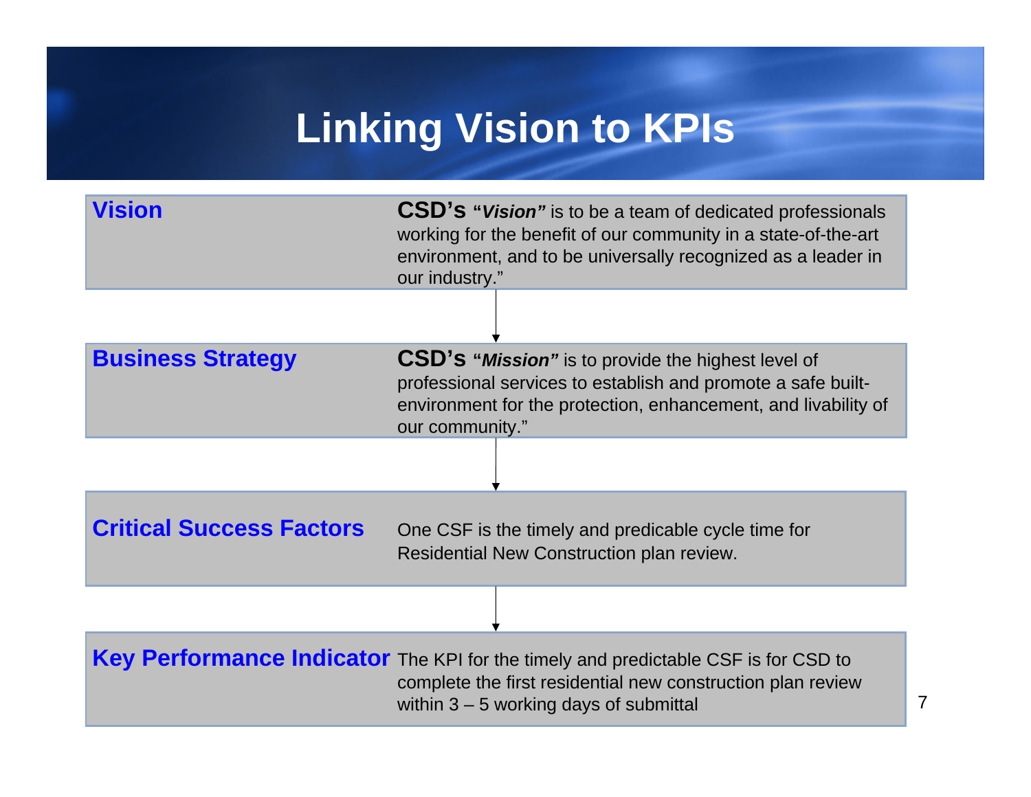# Linking Vision to KPIs

**Vision**

**CSD's "*Vision*"** is to be a team of dedicated professionals working for the benefit of our community in a state-of-the-art environment, and to be universally recognized as a leader in our industry."

↓

**Business Strategy**

**CSD's "*Mission*"** is to provide the highest level of professional services to establish and promote a safe built-environment for the protection, enhancement, and livability of our community."

↓

**Critical Success Factors**

One CSF is the timely and predicable cycle time for Residential New Construction plan review.

↓

**Key Performance Indicator**

The KPI for the timely and predictable CSF is for CSD to complete the first residential new construction plan review within 3 – 5 working days of submittal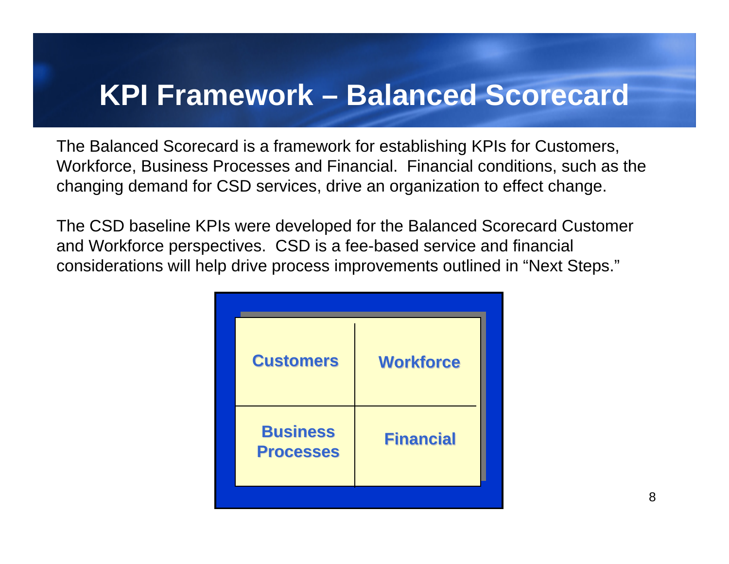# KPI Framework – Balanced Scorecard

The Balanced Scorecard is a framework for establishing KPIs for Customers, Workforce, Business Processes and Financial. Financial conditions, such as the changing demand for CSD services, drive an organization to effect change.

The CSD baseline KPIs were developed for the Balanced Scorecard Customer and Workforce perspectives. CSD is a fee-based service and financial considerations will help drive process improvements outlined in "Next Steps."

| | |
|---|---|
| **Customers** | **Workforce** |
| **Business Processes** | **Financial** |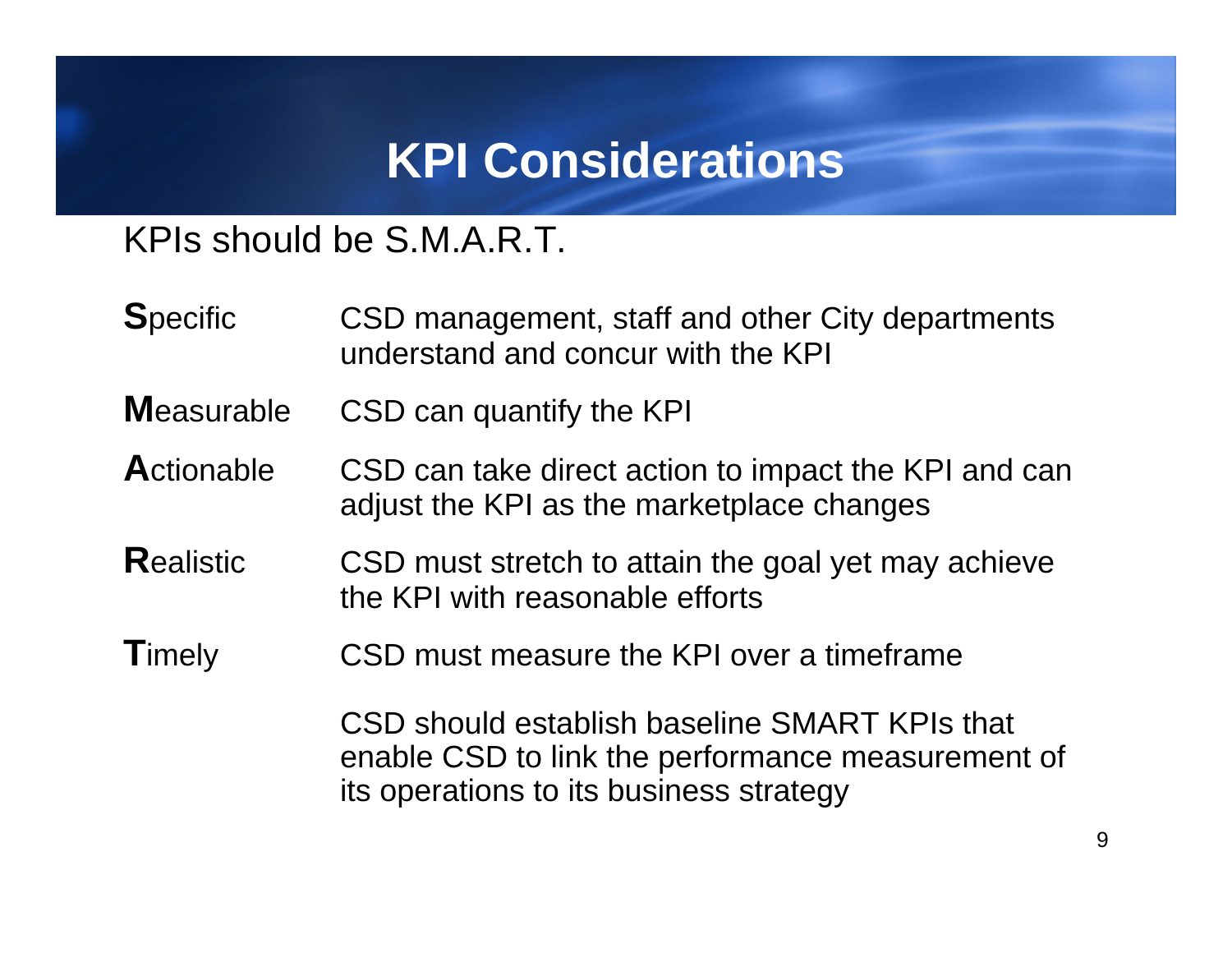# KPI Considerations

KPIs should be S.M.A.R.T.

| | |
|---|---|
| **S**pecific | CSD management, staff and other City departments understand and concur with the KPI |
| **M**easurable | CSD can quantify the KPI |
| **A**ctionable | CSD can take direct action to impact the KPI and can adjust the KPI as the marketplace changes |
| **R**ealistic | CSD must stretch to attain the goal yet may achieve the KPI with reasonable efforts |
| **T**imely | CSD must measure the KPI over a timeframe |

CSD should establish baseline SMART KPIs that enable CSD to link the performance measurement of its operations to its business strategy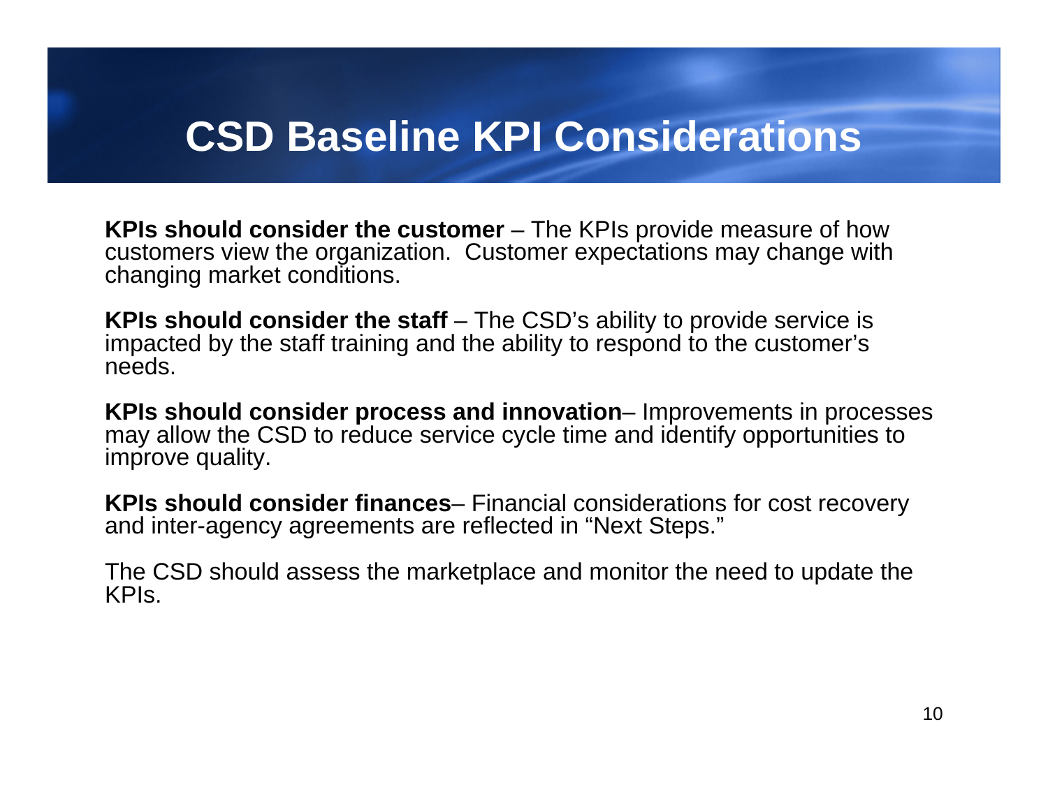# CSD Baseline KPI Considerations

**KPIs should consider the customer** – The KPIs provide measure of how customers view the organization. Customer expectations may change with changing market conditions.

**KPIs should consider the staff** – The CSD's ability to provide service is impacted by the staff training and the ability to respond to the customer's needs.

**KPIs should consider process and innovation**– Improvements in processes may allow the CSD to reduce service cycle time and identify opportunities to improve quality.

**KPIs should consider finances**– Financial considerations for cost recovery and inter-agency agreements are reflected in "Next Steps."

The CSD should assess the marketplace and monitor the need to update the KPIs.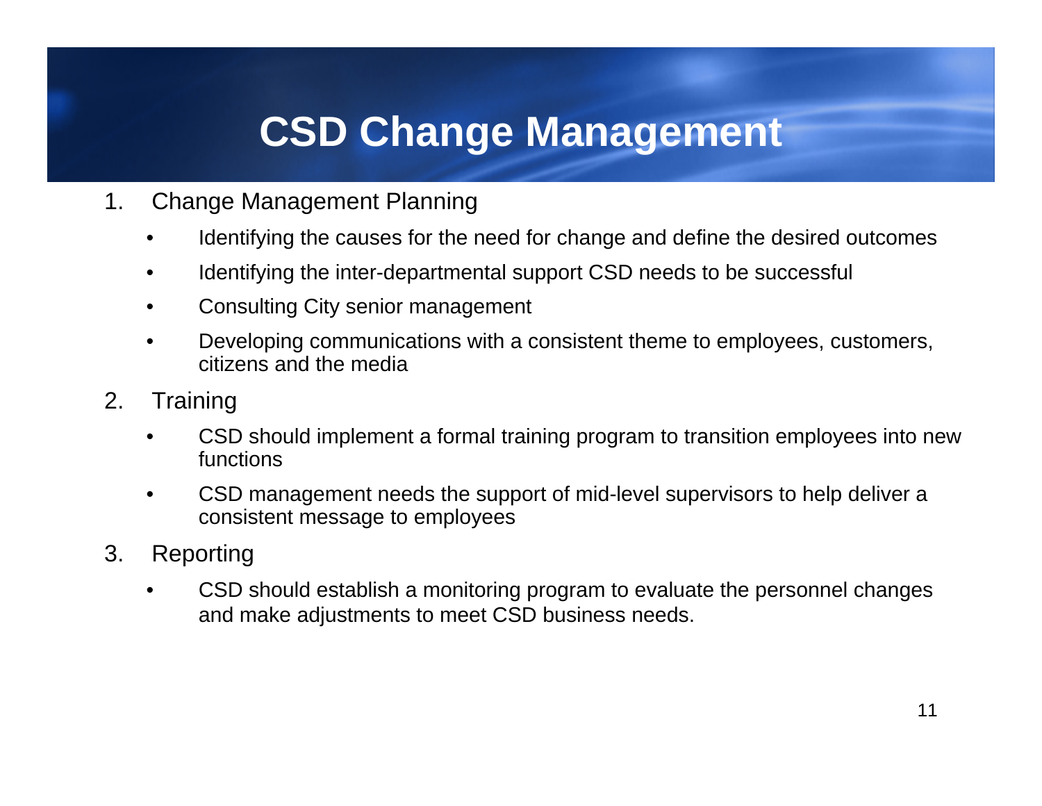# CSD Change Management

1. Change Management Planning
   - Identifying the causes for the need for change and define the desired outcomes
   - Identifying the inter-departmental support CSD needs to be successful
   - Consulting City senior management
   - Developing communications with a consistent theme to employees, customers, citizens and the media
2. Training
   - CSD should implement a formal training program to transition employees into new functions
   - CSD management needs the support of mid-level supervisors to help deliver a consistent message to employees
3. Reporting
   - CSD should establish a monitoring program to evaluate the personnel changes and make adjustments to meet CSD business needs.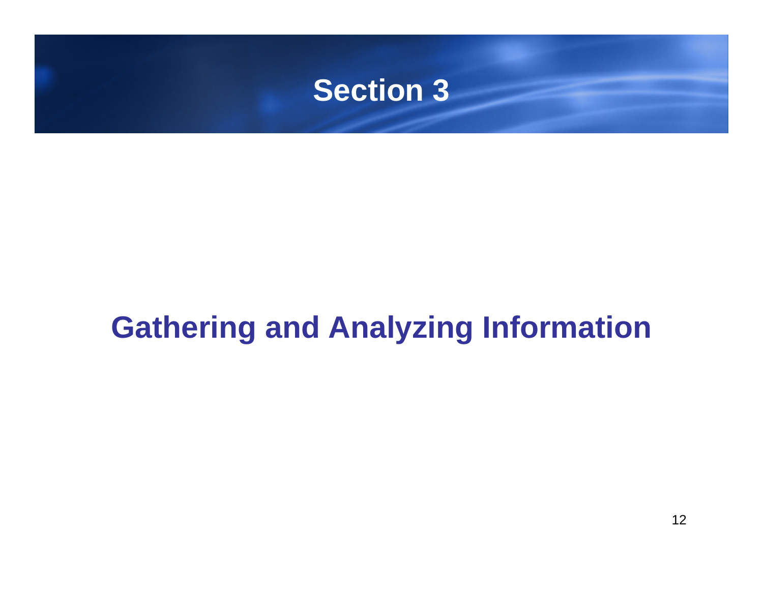# Section 3

## Gathering and Analyzing Information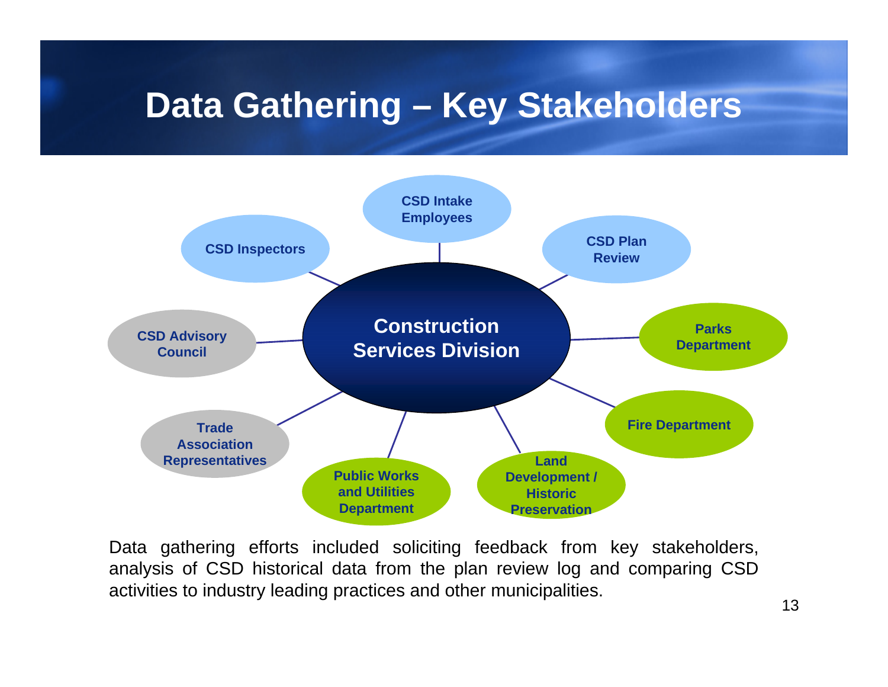# Data Gathering – Key Stakeholders

- **Construction Services Division**
  - CSD Intake Employees
  - CSD Plan Review
  - Parks Department
  - Fire Department
  - Land Development / Historic Preservation
  - Public Works and Utilities Department
  - Trade Association Representatives
  - CSD Advisory Council
  - CSD Inspectors

Data gathering efforts included soliciting feedback from key stakeholders, analysis of CSD historical data from the plan review log and comparing CSD activities to industry leading practices and other municipalities.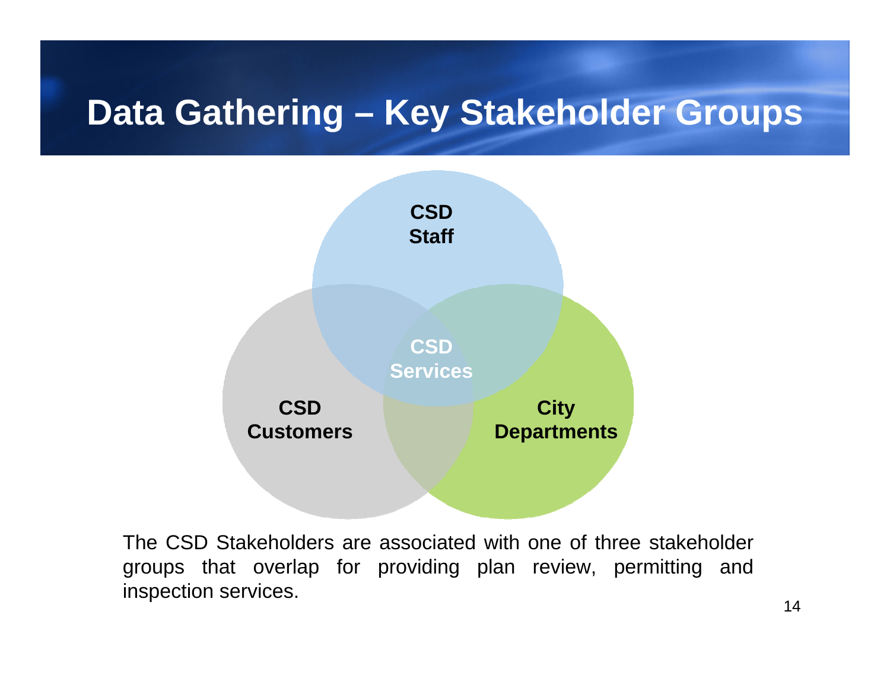# Data Gathering – Key Stakeholder Groups

CSD Staff

CSD Services

CSD Customers

City Departments

The CSD Stakeholders are associated with one of three stakeholder groups that overlap for providing plan review, permitting and inspection services.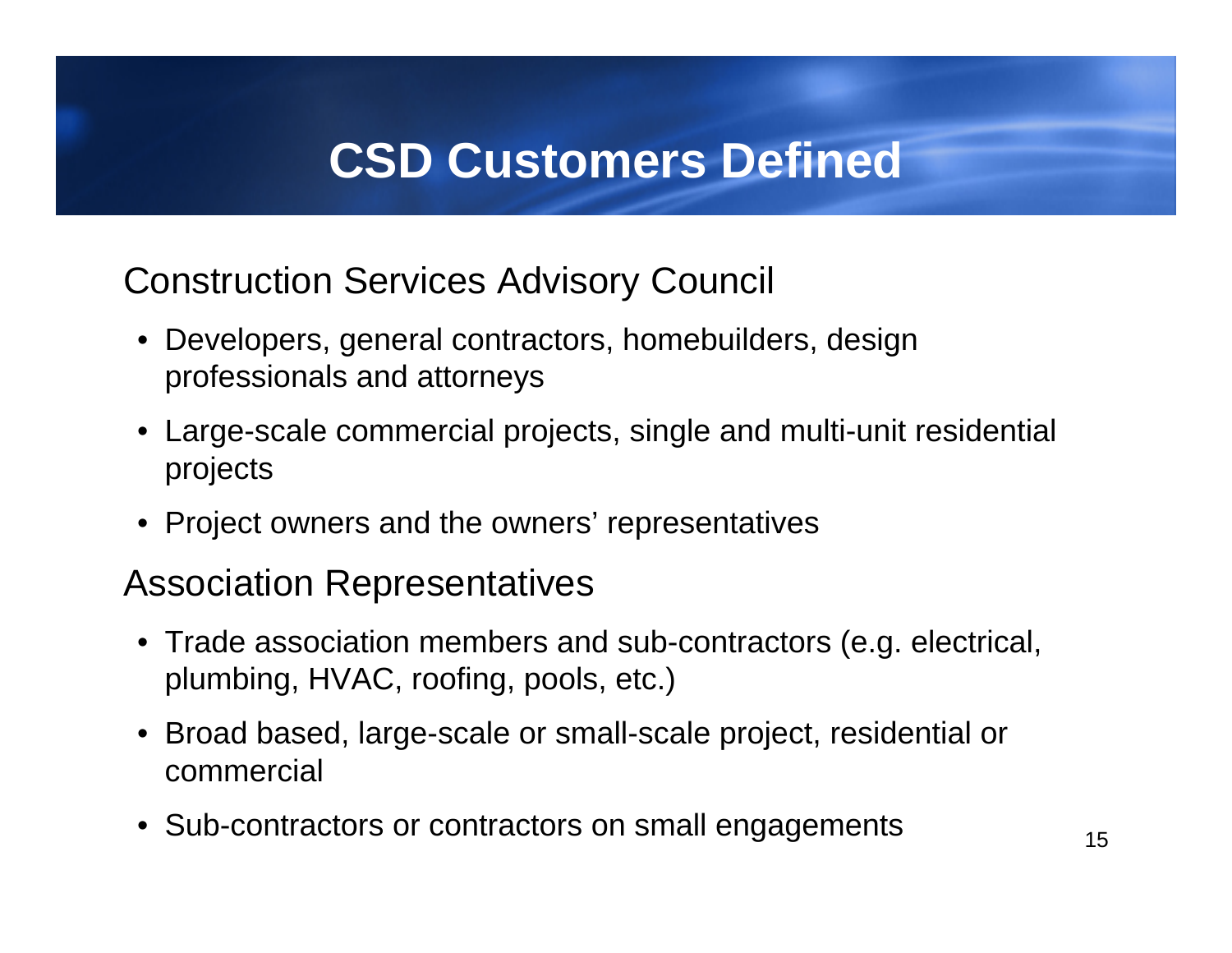# CSD Customers Defined

## Construction Services Advisory Council

- Developers, general contractors, homebuilders, design professionals and attorneys
- Large-scale commercial projects, single and multi-unit residential projects
- Project owners and the owners' representatives

## Association Representatives

- Trade association members and sub-contractors (e.g. electrical, plumbing, HVAC, roofing, pools, etc.)
- Broad based, large-scale or small-scale project, residential or commercial
- Sub-contractors or contractors on small engagements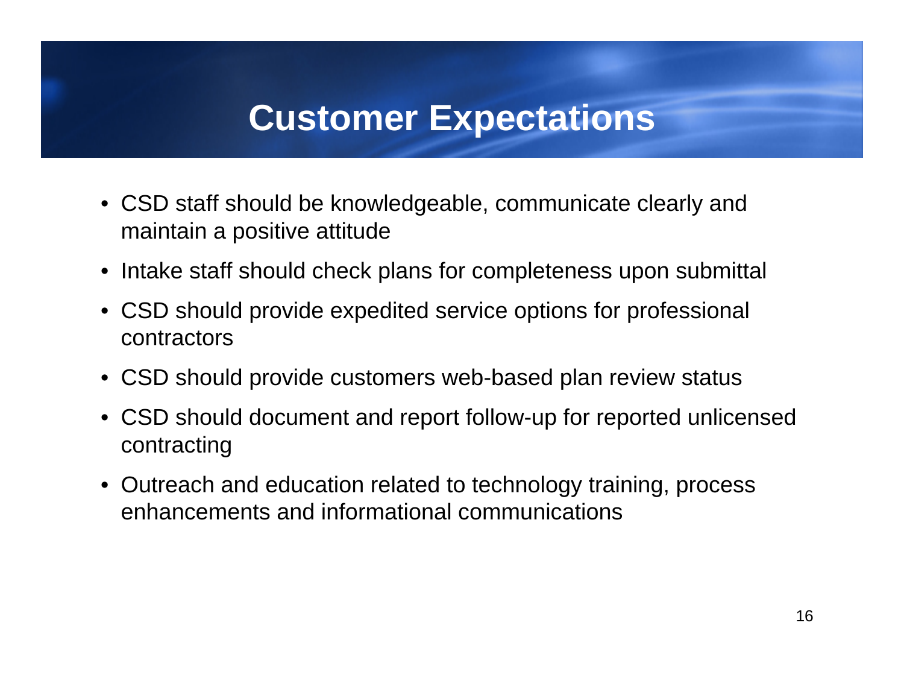# Customer Expectations

- CSD staff should be knowledgeable, communicate clearly and maintain a positive attitude
- Intake staff should check plans for completeness upon submittal
- CSD should provide expedited service options for professional contractors
- CSD should provide customers web-based plan review status
- CSD should document and report follow-up for reported unlicensed contracting
- Outreach and education related to technology training, process enhancements and informational communications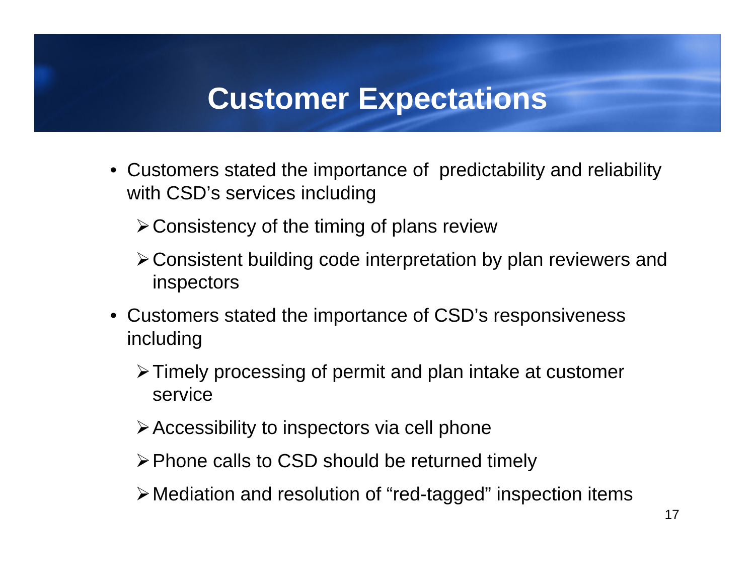# Customer Expectations

- Customers stated the importance of predictability and reliability with CSD's services including
  - Consistency of the timing of plans review
  - Consistent building code interpretation by plan reviewers and inspectors
- Customers stated the importance of CSD's responsiveness including
  - Timely processing of permit and plan intake at customer service
  - Accessibility to inspectors via cell phone
  - Phone calls to CSD should be returned timely
  - Mediation and resolution of "red-tagged" inspection items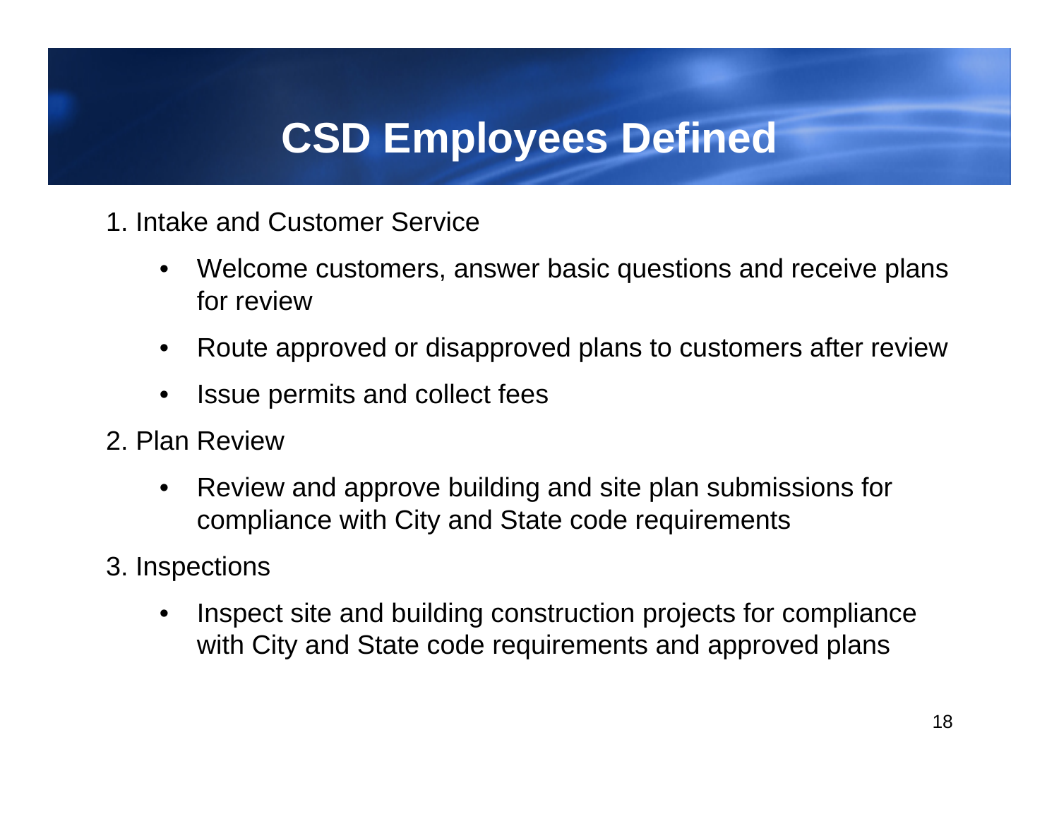# CSD Employees Defined

1. Intake and Customer Service
   - Welcome customers, answer basic questions and receive plans for review
   - Route approved or disapproved plans to customers after review
   - Issue permits and collect fees
2. Plan Review
   - Review and approve building and site plan submissions for compliance with City and State code requirements
3. Inspections
   - Inspect site and building construction projects for compliance with City and State code requirements and approved plans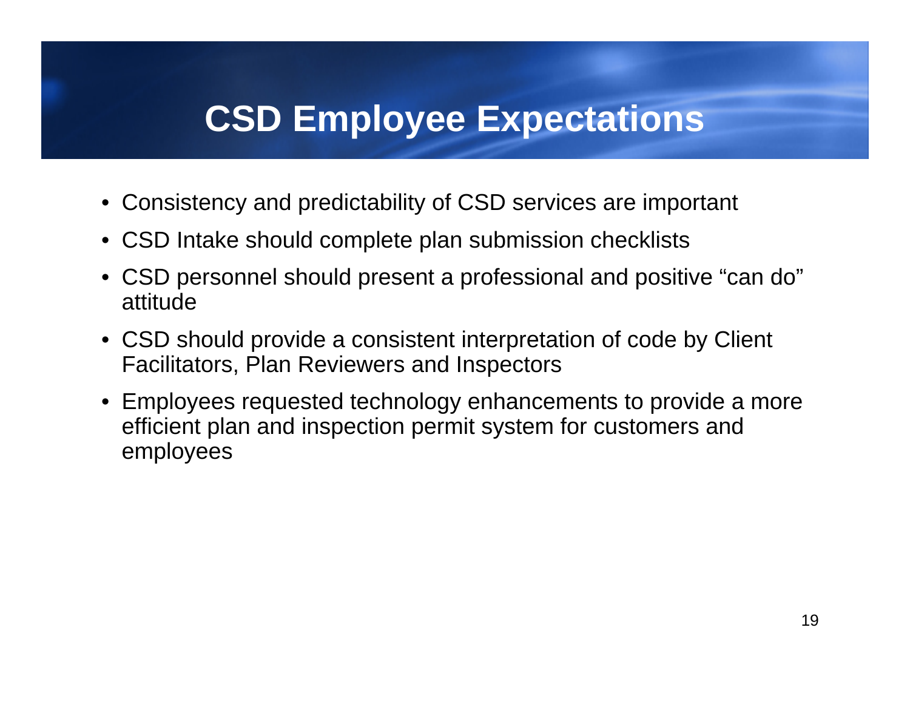# CSD Employee Expectations

- Consistency and predictability of CSD services are important
- CSD Intake should complete plan submission checklists
- CSD personnel should present a professional and positive “can do” attitude
- CSD should provide a consistent interpretation of code by Client Facilitators, Plan Reviewers and Inspectors
- Employees requested technology enhancements to provide a more efficient plan and inspection permit system for customers and employees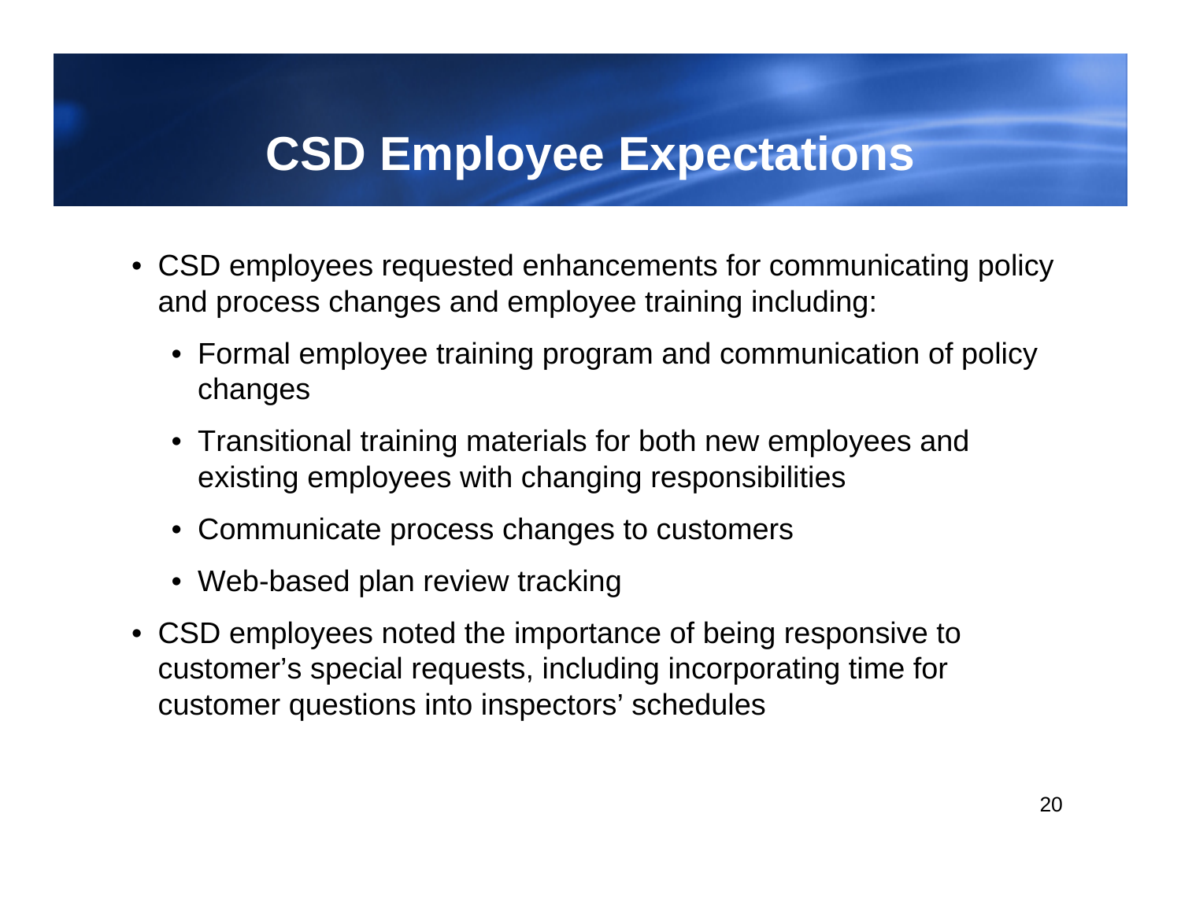# CSD Employee Expectations

- CSD employees requested enhancements for communicating policy and process changes and employee training including:
  - Formal employee training program and communication of policy changes
  - Transitional training materials for both new employees and existing employees with changing responsibilities
  - Communicate process changes to customers
  - Web-based plan review tracking
- CSD employees noted the importance of being responsive to customer's special requests, including incorporating time for customer questions into inspectors' schedules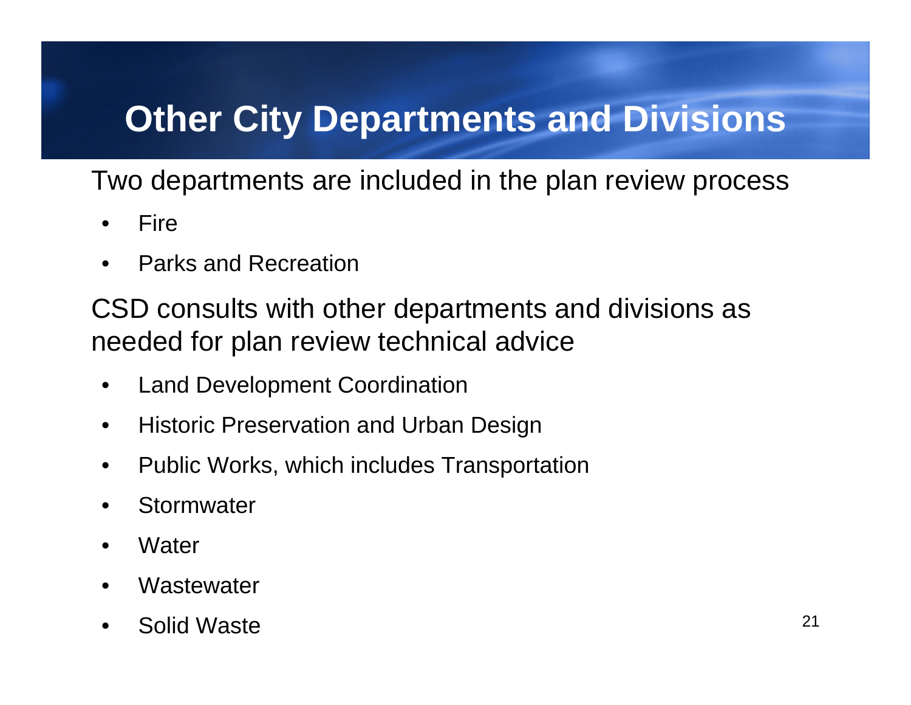# Other City Departments and Divisions

Two departments are included in the plan review process

- Fire
- Parks and Recreation

CSD consults with other departments and divisions as needed for plan review technical advice

- Land Development Coordination
- Historic Preservation and Urban Design
- Public Works, which includes Transportation
- Stormwater
- Water
- Wastewater
- Solid Waste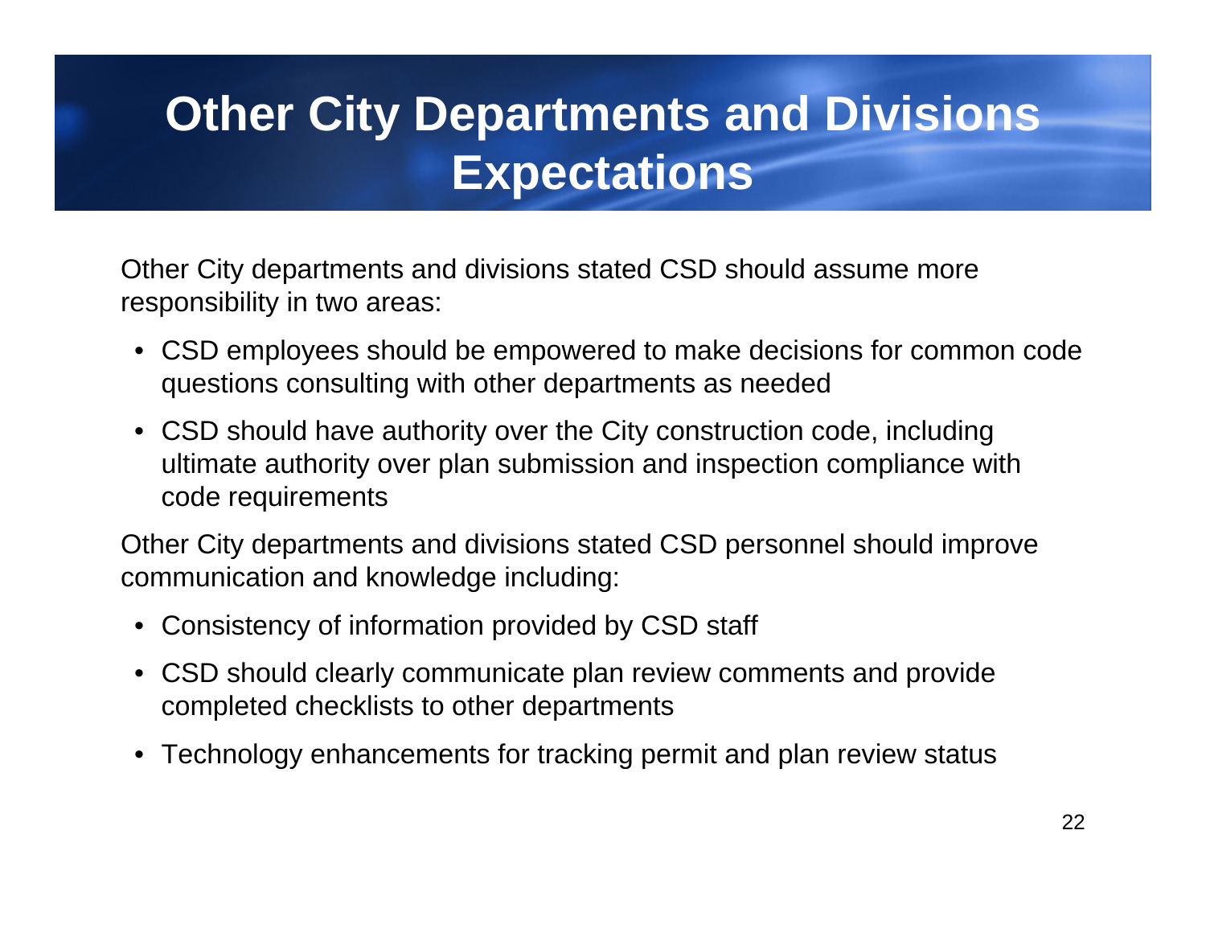# Other City Departments and Divisions Expectations

Other City departments and divisions stated CSD should assume more responsibility in two areas:

- CSD employees should be empowered to make decisions for common code questions consulting with other departments as needed
- CSD should have authority over the City construction code, including ultimate authority over plan submission and inspection compliance with code requirements

Other City departments and divisions stated CSD personnel should improve communication and knowledge including:

- Consistency of information provided by CSD staff
- CSD should clearly communicate plan review comments and provide completed checklists to other departments
- Technology enhancements for tracking permit and plan review status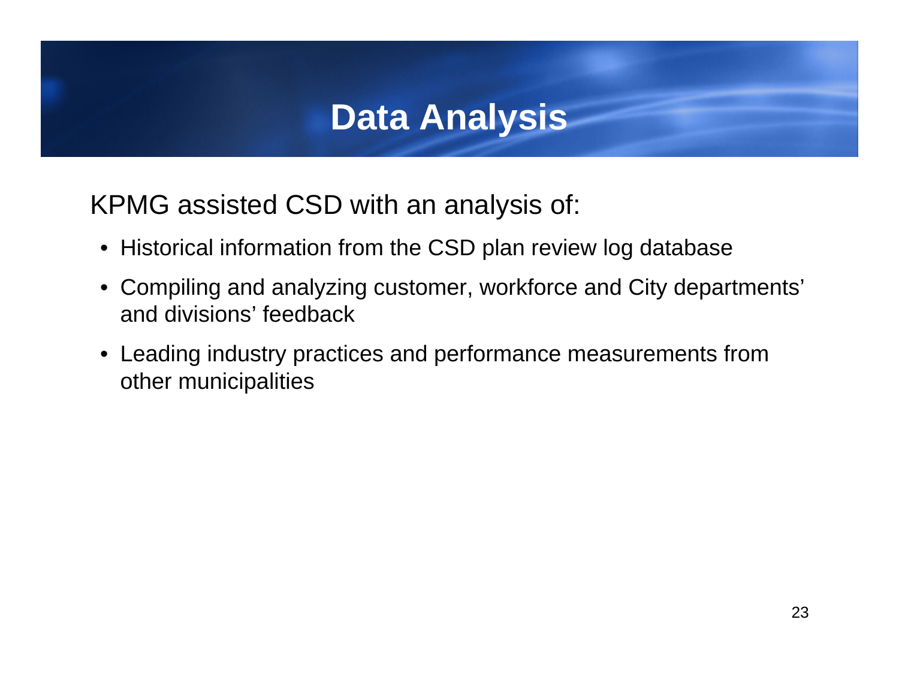# Data Analysis

KPMG assisted CSD with an analysis of:

- Historical information from the CSD plan review log database
- Compiling and analyzing customer, workforce and City departments' and divisions' feedback
- Leading industry practices and performance measurements from other municipalities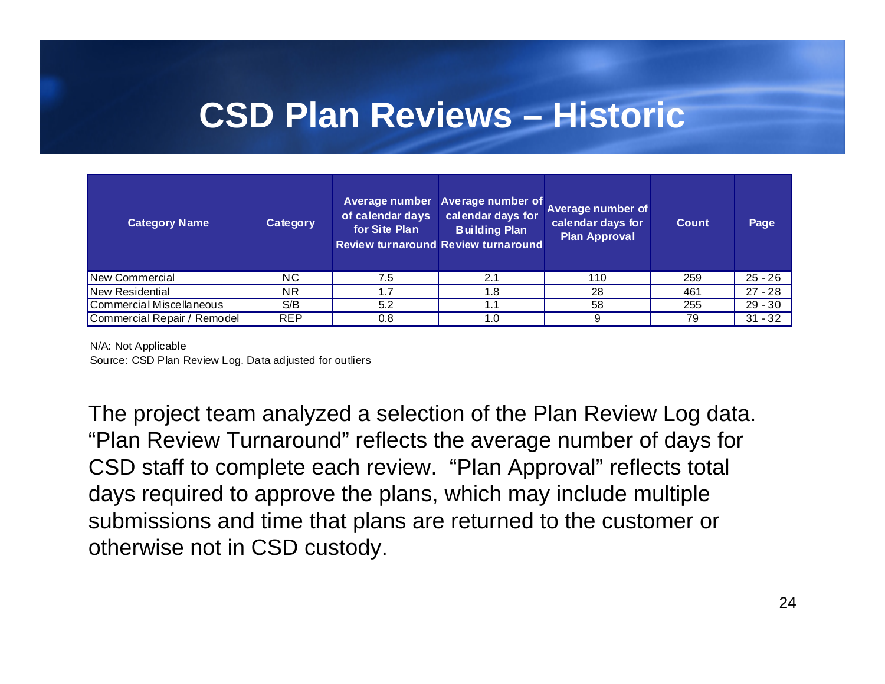# CSD Plan Reviews – Historic

| Category Name | Category | Average number of calendar days for Site Plan Review turnaround | Average number of calendar days for Building Plan Review turnaround | Average number of calendar days for Plan Approval | Count | Page |
|---|---|---|---|---|---|---|
| New Commercial | NC | 7.5 | 2.1 | 110 | 259 | 25 - 26 |
| New Residential | NR | 1.7 | 1.8 | 28 | 461 | 27 - 28 |
| Commercial Miscellaneous | S/B | 5.2 | 1.1 | 58 | 255 | 29 - 30 |
| Commercial Repair / Remodel | REP | 0.8 | 1.0 | 9 | 79 | 31 - 32 |

N/A: Not Applicable
Source: CSD Plan Review Log. Data adjusted for outliers

The project team analyzed a selection of the Plan Review Log data. "Plan Review Turnaround" reflects the average number of days for CSD staff to complete each review. "Plan Approval" reflects total days required to approve the plans, which may include multiple submissions and time that plans are returned to the customer or otherwise not in CSD custody.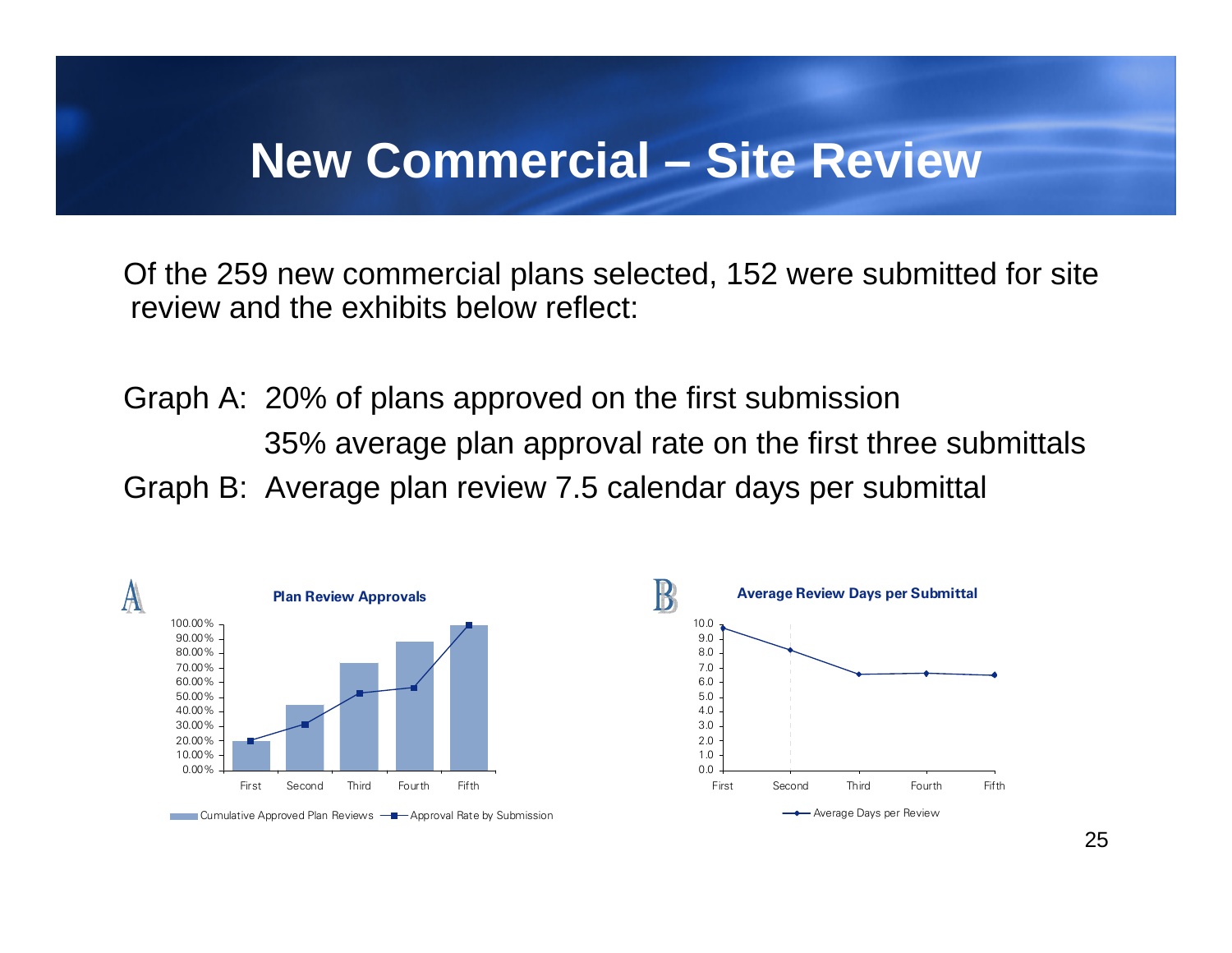# New Commercial – Site Review

Of the 259 new commercial plans selected, 152 were submitted for site review and the exhibits below reflect:

Graph A: 20% of plans approved on the first submission

35% average plan approval rate on the first three submittals

Graph B: Average plan review 7.5 calendar days per submittal

A

**Plan Review Approvals**

Cumulative Approved Plan Reviews — Approval Rate by Submission

B

**Average Review Days per Submittal**

Average Days per Review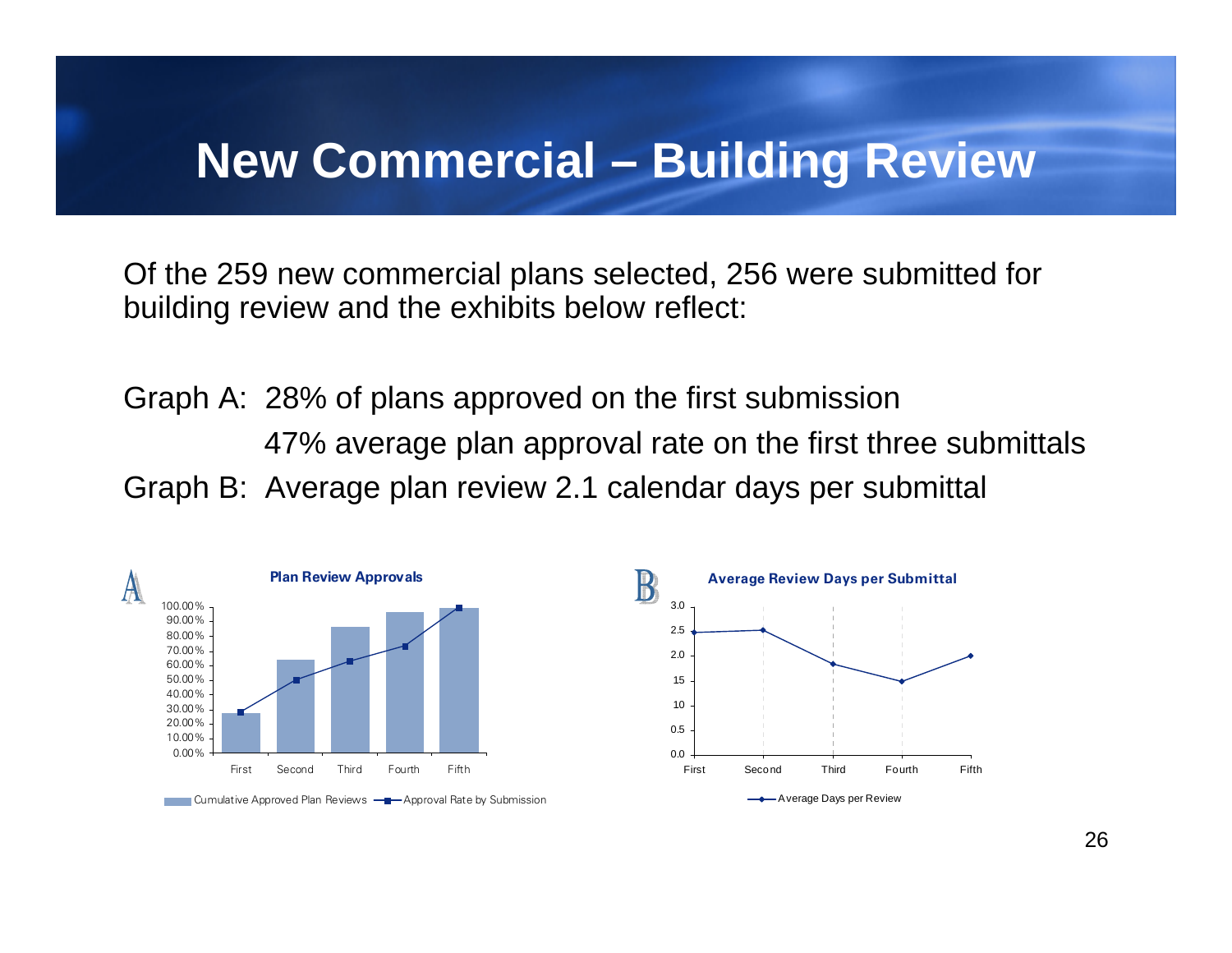# New Commercial – Building Review

Of the 259 new commercial plans selected, 256 were submitted for building review and the exhibits below reflect:

Graph A: 28% of plans approved on the first submission

47% average plan approval rate on the first three submittals

Graph B: Average plan review 2.1 calendar days per submittal

**A — Plan Review Approvals**

Legend: Cumulative Approved Plan Reviews; Approval Rate by Submission

X-axis: First, Second, Third, Fourth, Fifth

Y-axis: 0.00% to 100.00%

**B — Average Review Days per Submittal**

Legend: Average Days per Review

X-axis: First, Second, Third, Fourth, Fifth

Y-axis: 0.0, 0.5, 10, 15, 2.0, 2.5, 3.0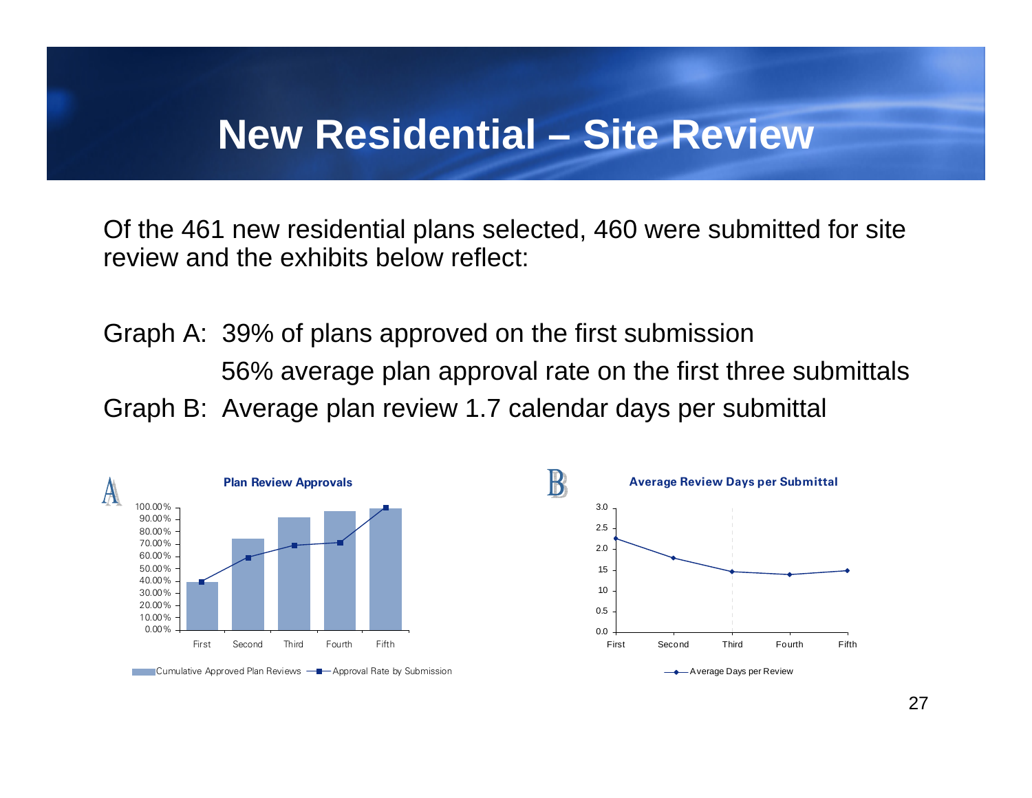# New Residential – Site Review

Of the 461 new residential plans selected, 460 were submitted for site review and the exhibits below reflect:

Graph A: 39% of plans approved on the first submission

56% average plan approval rate on the first three submittals

Graph B: Average plan review 1.7 calendar days per submittal

**A**

**Plan Review Approvals**

100.00%
90.00%
80.00%
70.00%
60.00%
50.00%
40.00%
30.00%
20.00%
10.00%
0.00%

First Second Third Fourth Fifth

Cumulative Approved Plan Reviews — Approval Rate by Submission

**B**

**Average Review Days per Submittal**

3.0
2.5
2.0
15
10
0.5
0.0

First Second Third Fourth Fifth

Average Days per Review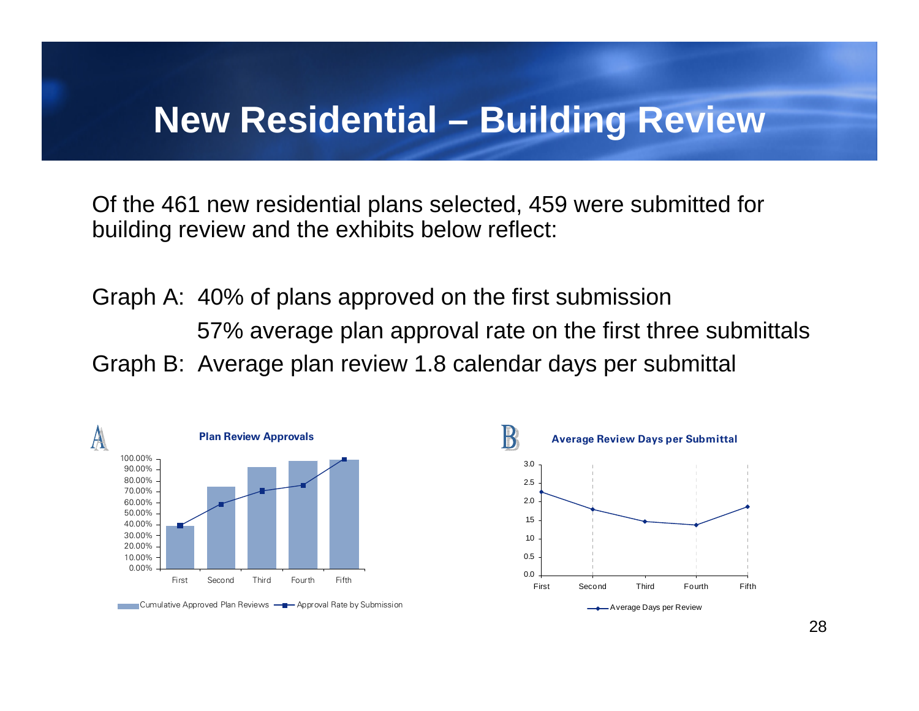# New Residential – Building Review

Of the 461 new residential plans selected, 459 were submitted for building review and the exhibits below reflect:

Graph A: 40% of plans approved on the first submission

57% average plan approval rate on the first three submittals

Graph B: Average plan review 1.8 calendar days per submittal

**A — Plan Review Approvals**

100.00%
90.00%
80.00%
70.00%
60.00%
50.00%
40.00%
30.00%
20.00%
10.00%
0.00%

First Second Third Fourth Fifth

Cumulative Approved Plan Reviews — Approval Rate by Submission

**B — Average Review Days per Submittal**

3.0
2.5
2.0
15
10
0.5
0.0

First Second Third Fourth Fifth

Average Days per Review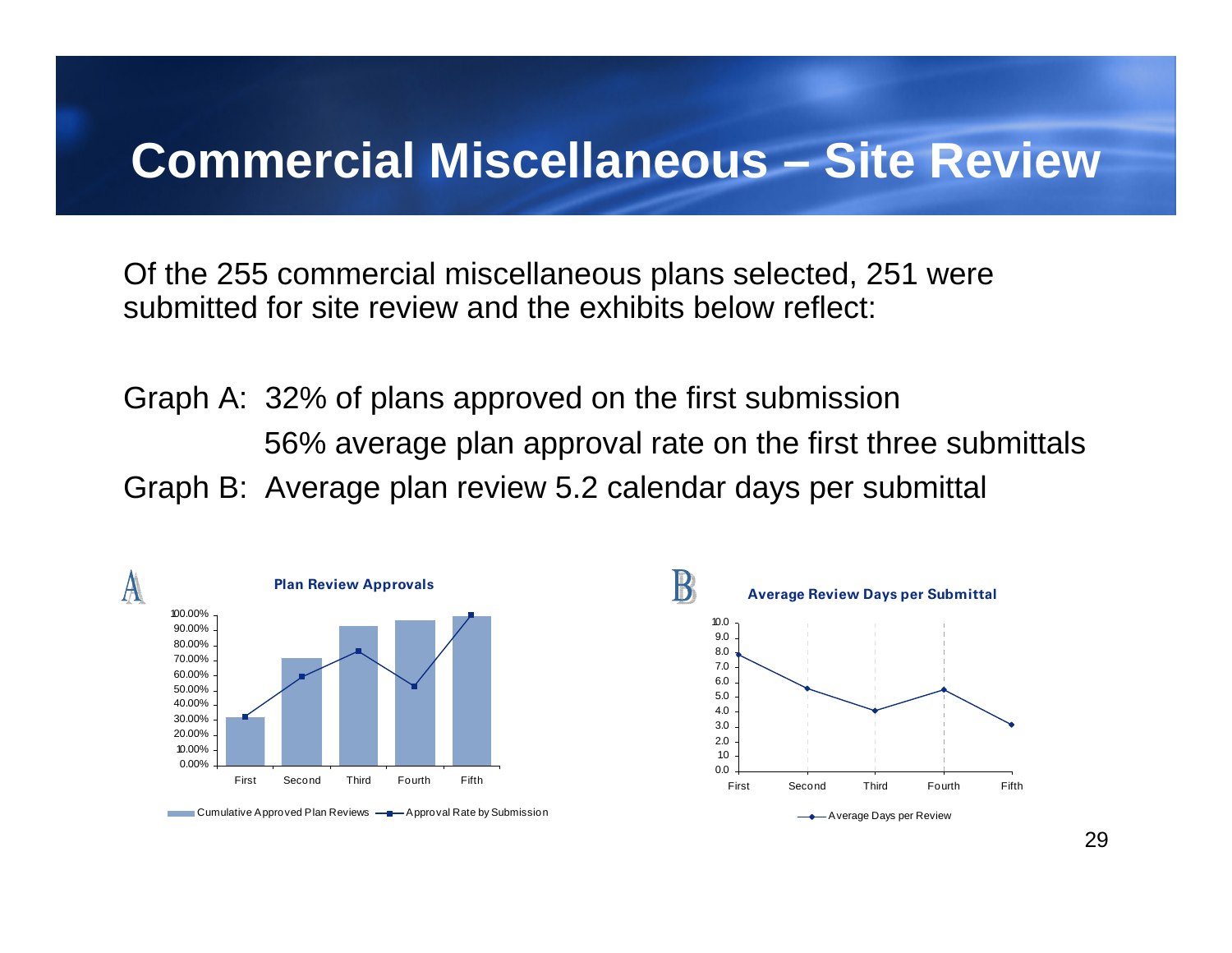# Commercial Miscellaneous – Site Review

Of the 255 commercial miscellaneous plans selected, 251 were submitted for site review and the exhibits below reflect:

Graph A: 32% of plans approved on the first submission

56% average plan approval rate on the first three submittals

Graph B: Average plan review 5.2 calendar days per submittal

**A**

**Plan Review Approvals**

Legend: Cumulative Approved Plan Reviews; Approval Rate by Submission

X-axis: First, Second, Third, Fourth, Fifth

Y-axis: 0.00% – 100.00%

**B**

**Average Review Days per Submittal**

Legend: Average Days per Review

X-axis: First, Second, Third, Fourth, Fifth

Y-axis: 0.0 – 10.0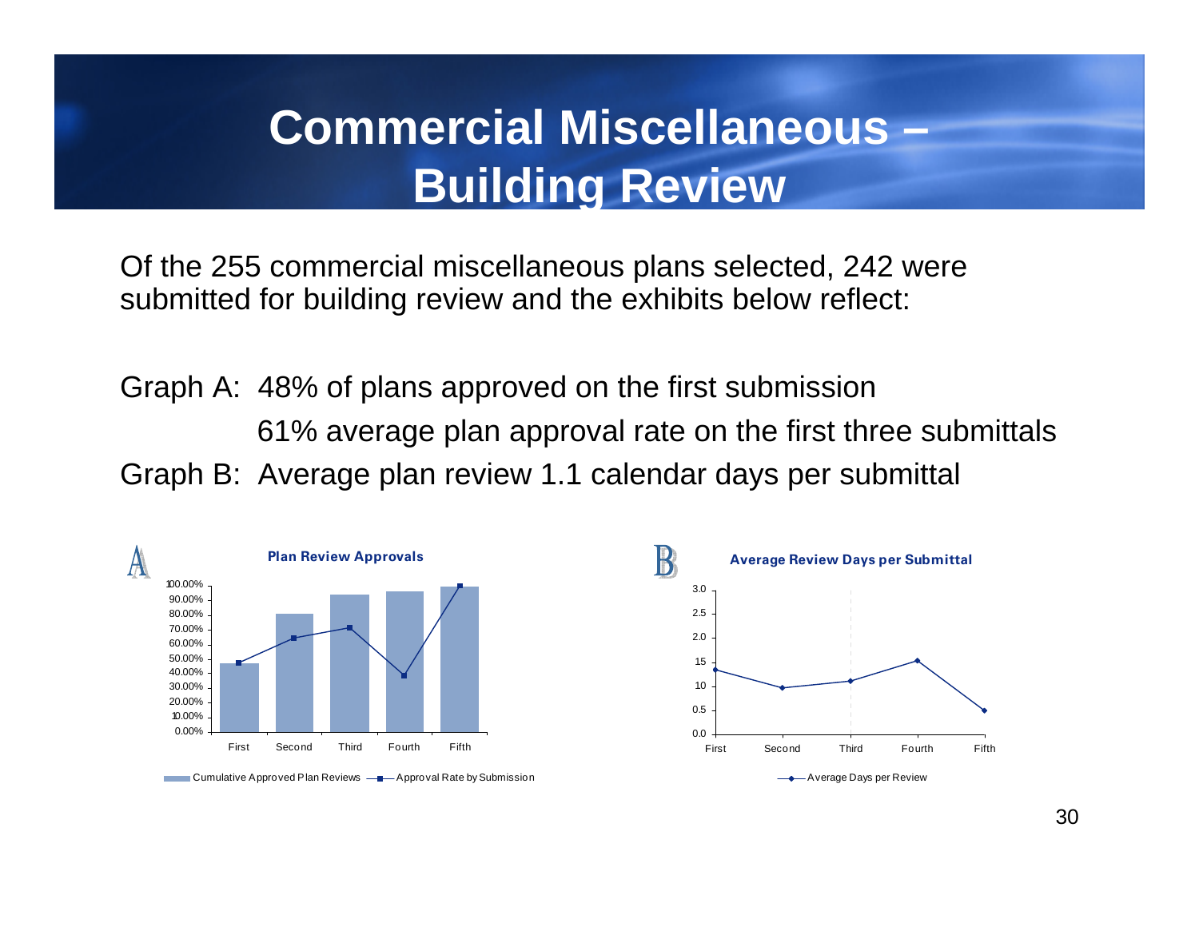# Commercial Miscellaneous – Building Review

Of the 255 commercial miscellaneous plans selected, 242 were submitted for building review and the exhibits below reflect:

Graph A: 48% of plans approved on the first submission

61% average plan approval rate on the first three submittals

Graph B: Average plan review 1.1 calendar days per submittal

**A — Plan Review Approvals**

Y-axis: 0.00% – 100.00%

X-axis: First, Second, Third, Fourth, Fifth

Legend: Cumulative Approved Plan Reviews; Approval Rate by Submission

**B — Average Review Days per Submittal**

Y-axis: 0.0 – 3.0

X-axis: First, Second, Third, Fourth, Fifth

Legend: Average Days per Review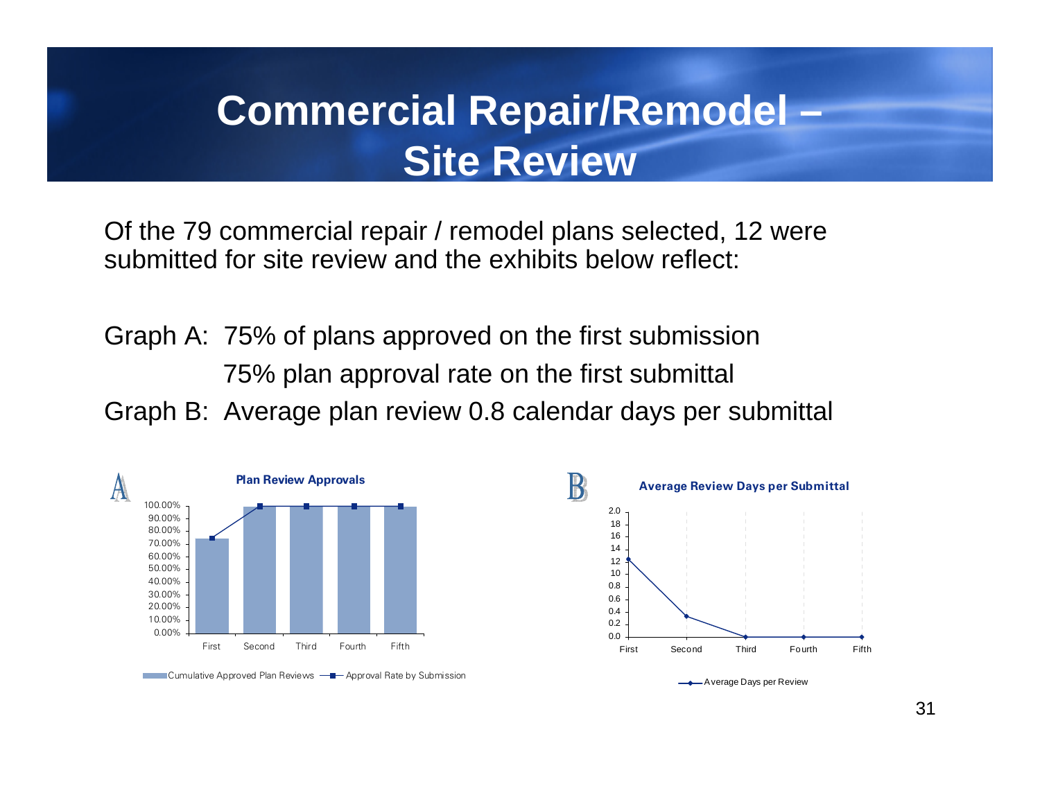# Commercial Repair/Remodel – Site Review

Of the 79 commercial repair / remodel plans selected, 12 were submitted for site review and the exhibits below reflect:

Graph A: 75% of plans approved on the first submission

75% plan approval rate on the first submittal

Graph B: Average plan review 0.8 calendar days per submittal

**A — Plan Review Approvals**

| | First | Second | Third | Fourth | Fifth |
|---|---|---|---|---|---|
| Cumulative Approved Plan Reviews | 75.00% | 100.00% | 100.00% | 100.00% | 100.00% |
| Approval Rate by Submission | 75.00% | 100.00% | 100.00% | 100.00% | 100.00% |

**B — Average Review Days per Submittal**

Average Days per Review

Y-axis: 0.0, 0.2, 0.4, 0.6, 0.8, 10, 12, 14, 16, 18, 2.0

X-axis: First, Second, Third, Fourth, Fifth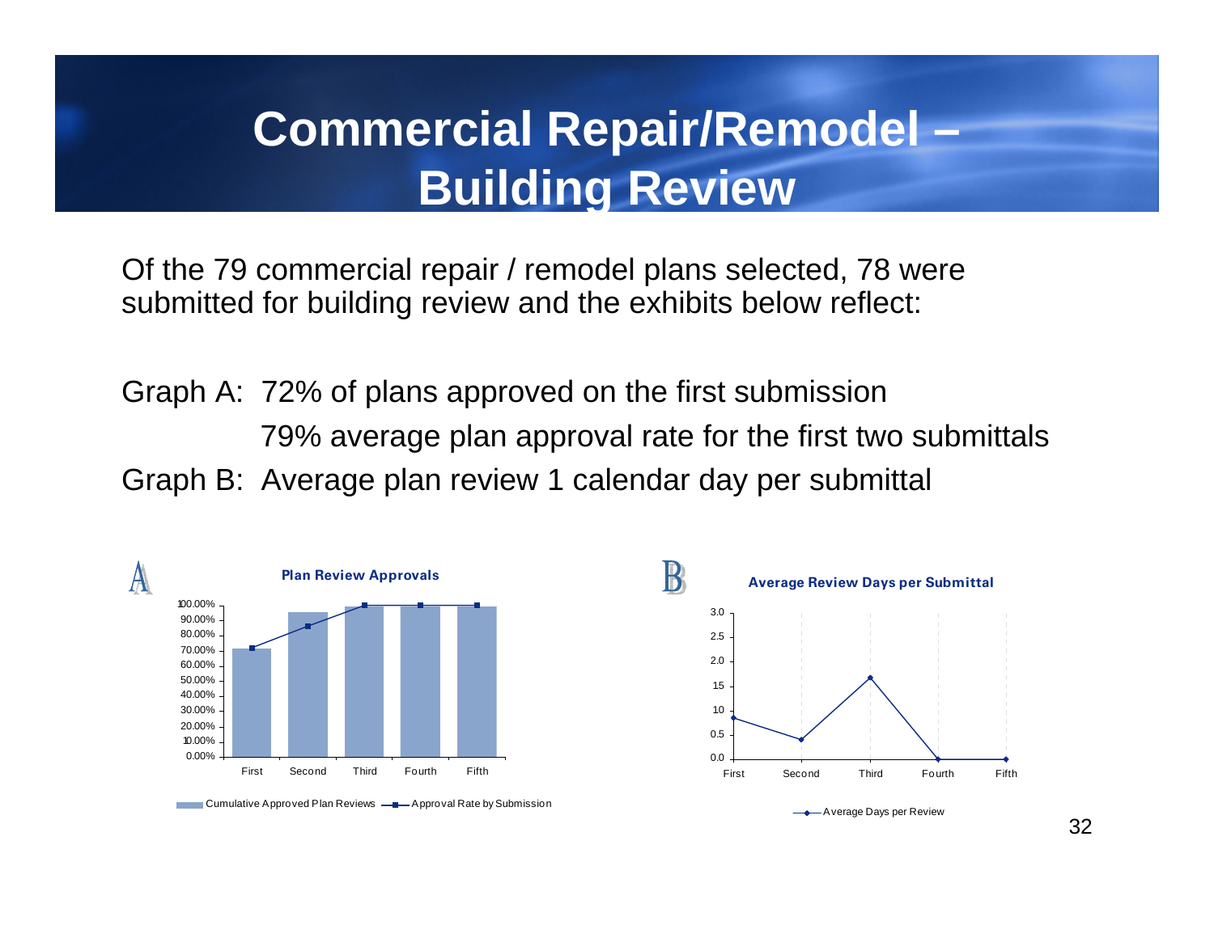# Commercial Repair/Remodel – Building Review

Of the 79 commercial repair / remodel plans selected, 78 were submitted for building review and the exhibits below reflect:

Graph A: 72% of plans approved on the first submission

79% average plan approval rate for the first two submittals

Graph B: Average plan review 1 calendar day per submittal

**A — Plan Review Approvals**

Legend: Cumulative Approved Plan Reviews; Approval Rate by Submission

X-axis: First, Second, Third, Fourth, Fifth

Y-axis: 0.00% – 100.00%

**B — Average Review Days per Submittal**

Legend: Average Days per Review

X-axis: First, Second, Third, Fourth, Fifth

Y-axis: 0.0 – 3.0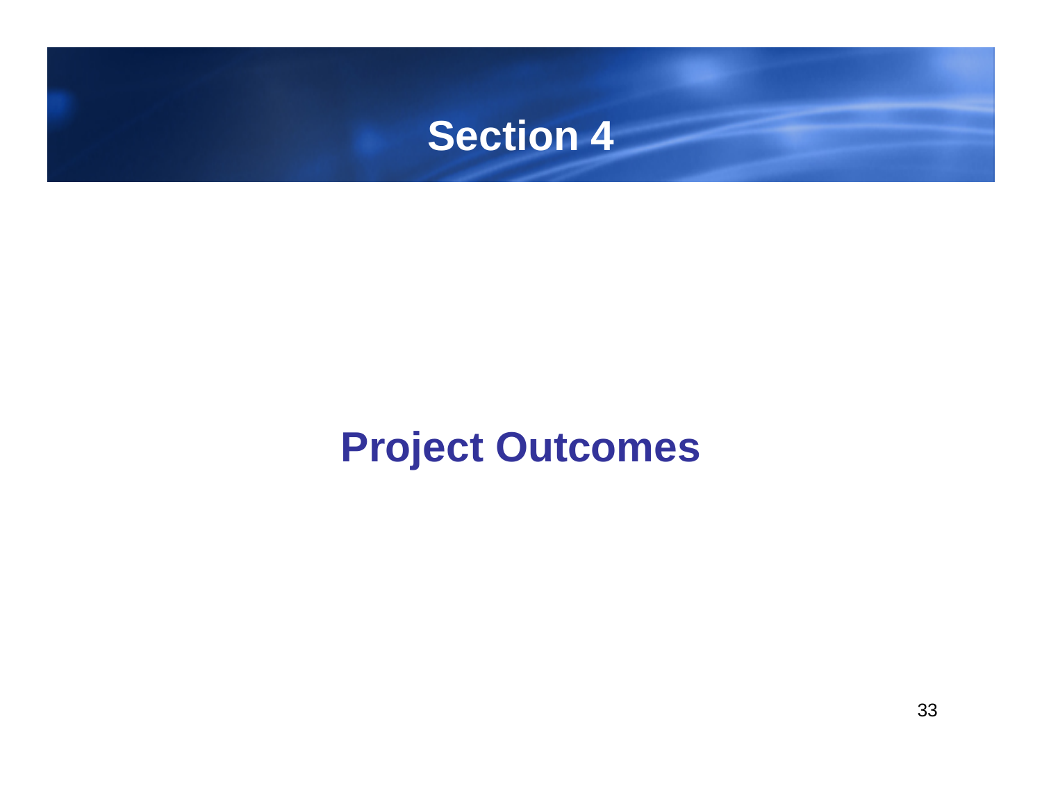# Section 4

## Project Outcomes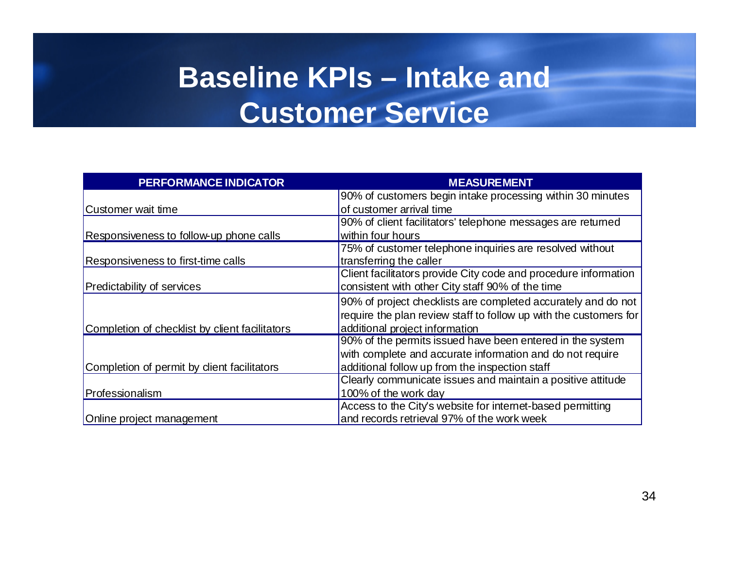# Baseline KPIs – Intake and Customer Service

| PERFORMANCE INDICATOR | MEASUREMENT |
|---|---|
| Customer wait time | 90% of customers begin intake processing within 30 minutes of customer arrival time |
| Responsiveness to follow-up phone calls | 90% of client facilitators' telephone messages are returned within four hours |
| Responsiveness to first-time calls | 75% of customer telephone inquiries are resolved without transferring the caller |
| Predictability of services | Client facilitators provide City code and procedure information consistent with other City staff 90% of the time |
| Completion of checklist by client facilitators | 90% of project checklists are completed accurately and do not require the plan review staff to follow up with the customers for additional project information |
| Completion of permit by client facilitators | 90% of the permits issued have been entered in the system with complete and accurate information and do not require additional follow up from the inspection staff |
| Professionalism | Clearly communicate issues and maintain a positive attitude 100% of the work day |
| Online project management | Access to the City's website for internet-based permitting and records retrieval 97% of the work week |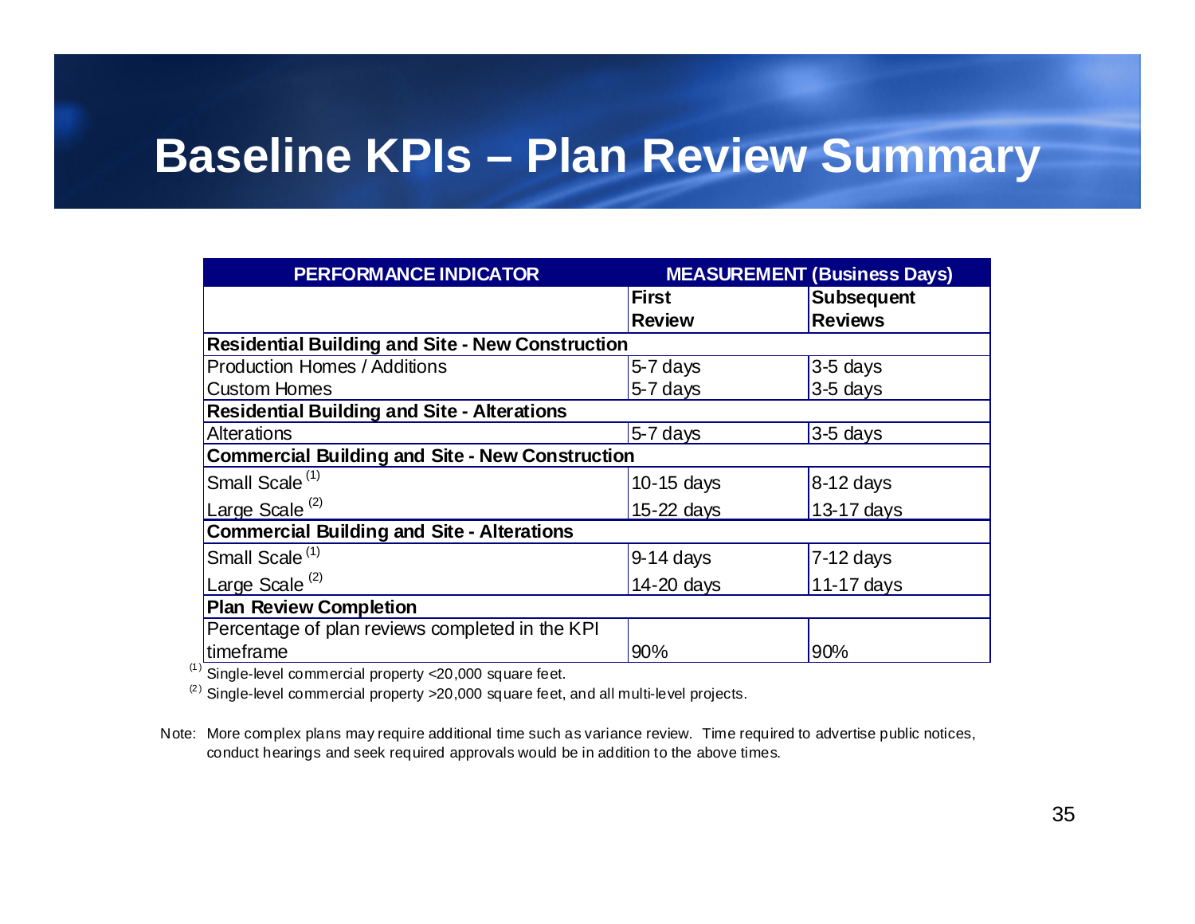# Baseline KPIs – Plan Review Summary

| PERFORMANCE INDICATOR | MEASUREMENT (Business Days) | |
|---|---|---|
| | **First Review** | **Subsequent Reviews** |
| **Residential Building and Site - New Construction** | | |
| Production Homes / Additions | 5-7 days | 3-5 days |
| Custom Homes | 5-7 days | 3-5 days |
| **Residential Building and Site - Alterations** | | |
| Alterations | 5-7 days | 3-5 days |
| **Commercial Building and Site - New Construction** | | |
| Small Scale (1) | 10-15 days | 8-12 days |
| Large Scale (2) | 15-22 days | 13-17 days |
| **Commercial Building and Site - Alterations** | | |
| Small Scale (1) | 9-14 days | 7-12 days |
| Large Scale (2) | 14-20 days | 11-17 days |
| **Plan Review Completion** | | |
| Percentage of plan reviews completed in the KPI timeframe | 90% | 90% |

(1) Single-level commercial property <20,000 square feet.

(2) Single-level commercial property >20,000 square feet, and all multi-level projects.

Note: More complex plans may require additional time such as variance review. Time required to advertise public notices, conduct hearings and seek required approvals would be in addition to the above times.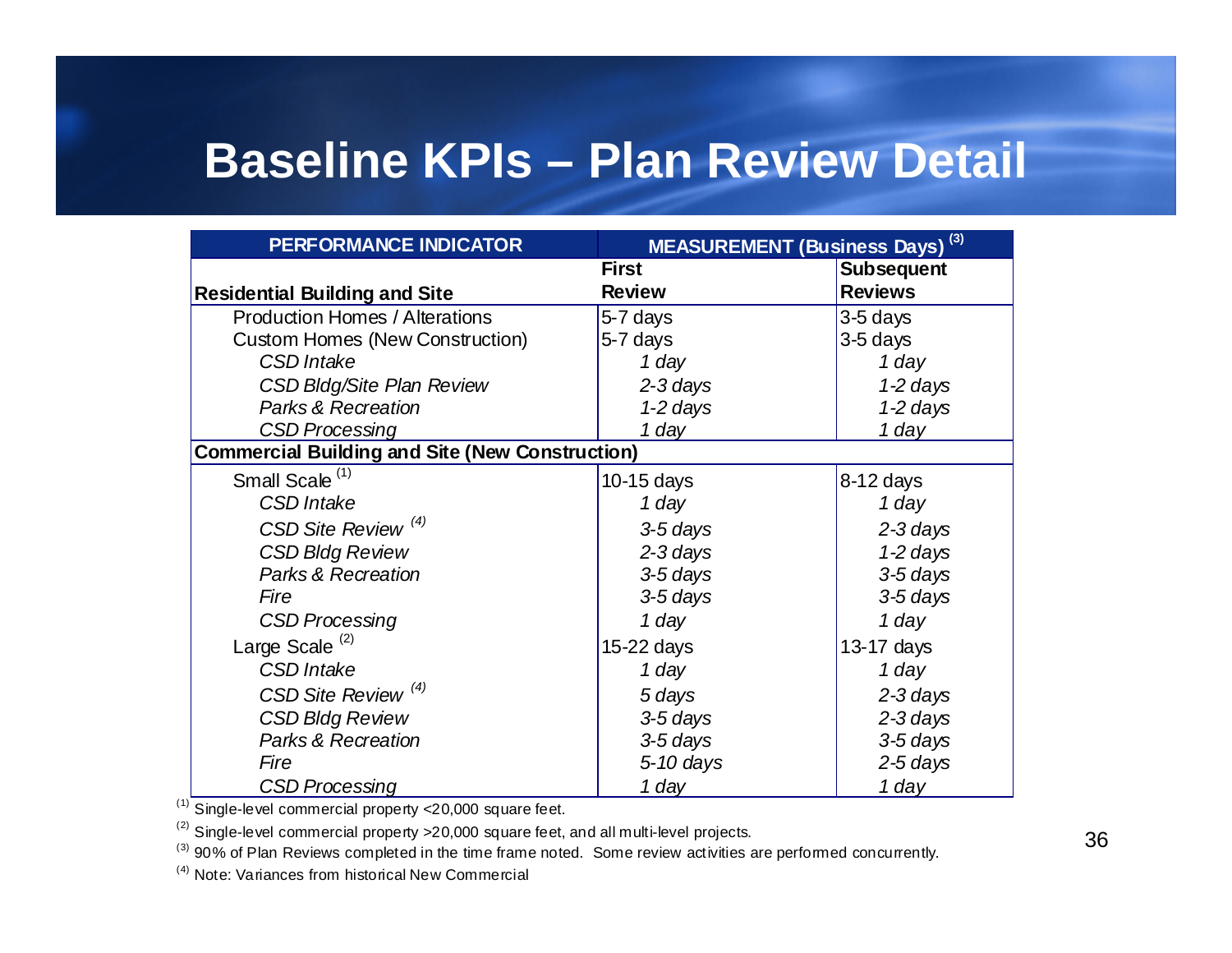# Baseline KPIs – Plan Review Detail

| PERFORMANCE INDICATOR | MEASUREMENT (Business Days) [3] | |
|---|---|---|
| **Residential Building and Site** | **First Review** | **Subsequent Reviews** |
| Production Homes / Alterations | 5-7 days | 3-5 days |
| Custom Homes (New Construction) | 5-7 days | 3-5 days |
| *CSD Intake* | *1 day* | *1 day* |
| *CSD Bldg/Site Plan Review* | *2-3 days* | *1-2 days* |
| *Parks & Recreation* | *1-2 days* | *1-2 days* |
| *CSD Processing* | *1 day* | *1 day* |
| **Commercial Building and Site (New Construction)** | | |
| Small Scale [1] | 10-15 days | 8-12 days |
| *CSD Intake* | *1 day* | *1 day* |
| *CSD Site Review* [4] | *3-5 days* | *2-3 days* |
| *CSD Bldg Review* | *2-3 days* | *1-2 days* |
| *Parks & Recreation* | *3-5 days* | *3-5 days* |
| *Fire* | *3-5 days* | *3-5 days* |
| *CSD Processing* | *1 day* | *1 day* |
| Large Scale [2] | 15-22 days | 13-17 days |
| *CSD Intake* | *1 day* | *1 day* |
| *CSD Site Review* [4] | *5 days* | *2-3 days* |
| *CSD Bldg Review* | *3-5 days* | *2-3 days* |
| *Parks & Recreation* | *3-5 days* | *3-5 days* |
| *Fire* | *5-10 days* | *2-5 days* |
| *CSD Processing* | *1 day* | *1 day* |

[1] Single-level commercial property <20,000 square feet.

[2] Single-level commercial property >20,000 square feet, and all multi-level projects.

[3] 90% of Plan Reviews completed in the time frame noted. Some review activities are performed concurrently.

[4] Note: Variances from historical New Commercial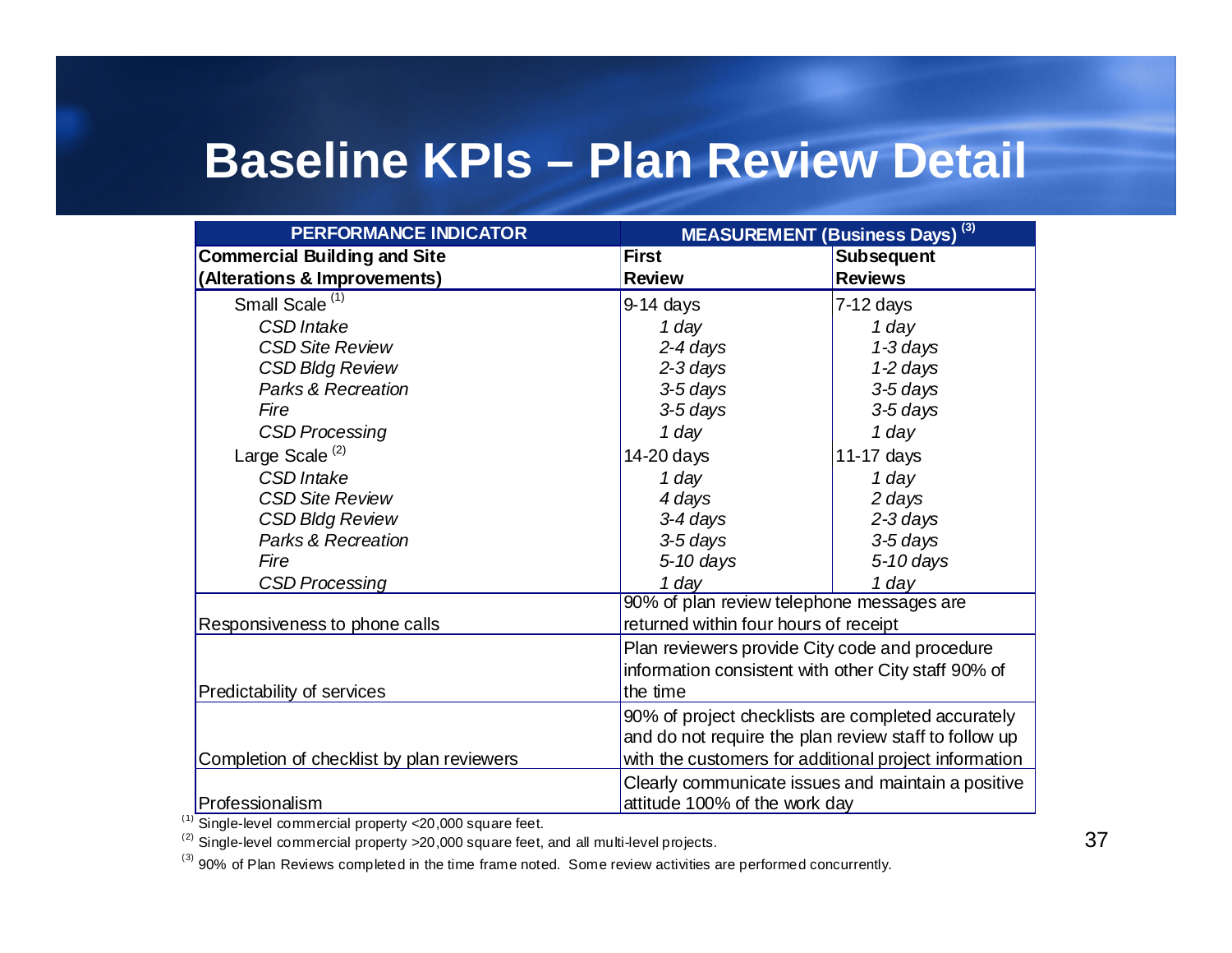# Baseline KPIs – Plan Review Detail

| PERFORMANCE INDICATOR | MEASUREMENT (Business Days) [3] | |
|---|---|---|
| **Commercial Building and Site (Alterations & Improvements)** | **First Review** | **Subsequent Reviews** |
| Small Scale [1] | 9-14 days | 7-12 days |
| *CSD Intake* | *1 day* | *1 day* |
| *CSD Site Review* | *2-4 days* | *1-3 days* |
| *CSD Bldg Review* | *2-3 days* | *1-2 days* |
| *Parks & Recreation* | *3-5 days* | *3-5 days* |
| *Fire* | *3-5 days* | *3-5 days* |
| *CSD Processing* | *1 day* | *1 day* |
| Large Scale [2] | 14-20 days | 11-17 days |
| *CSD Intake* | *1 day* | *1 day* |
| *CSD Site Review* | *4 days* | *2 days* |
| *CSD Bldg Review* | *3-4 days* | *2-3 days* |
| *Parks & Recreation* | *3-5 days* | *3-5 days* |
| *Fire* | *5-10 days* | *5-10 days* |
| *CSD Processing* | *1 day* | *1 day* |
| Responsiveness to phone calls | 90% of plan review telephone messages are returned within four hours of receipt | |
| Predictability of services | Plan reviewers provide City code and procedure information consistent with other City staff 90% of the time | |
| Completion of checklist by plan reviewers | 90% of project checklists are completed accurately and do not require the plan review staff to follow up with the customers for additional project information | |
| Professionalism | Clearly communicate issues and maintain a positive attitude 100% of the work day | |

[1] Single-level commercial property <20,000 square feet.

[2] Single-level commercial property >20,000 square feet, and all multi-level projects.

[3] 90% of Plan Reviews completed in the time frame noted. Some review activities are performed concurrently.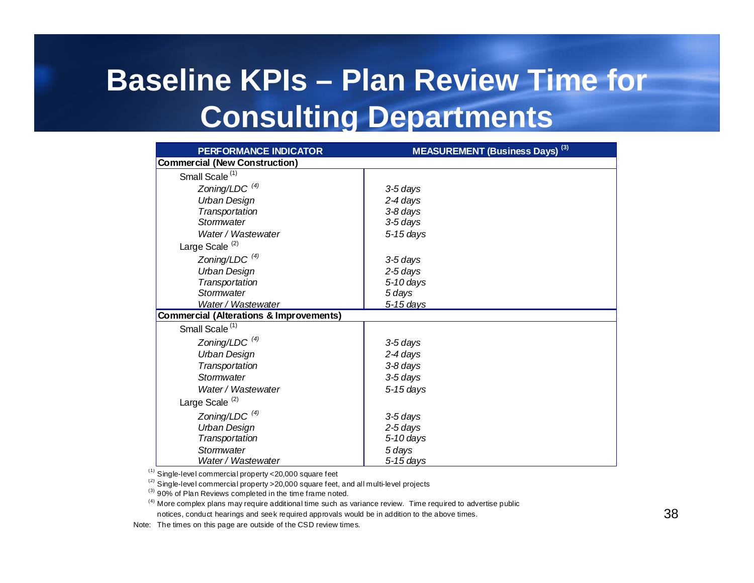# Baseline KPIs – Plan Review Time for Consulting Departments

| PERFORMANCE INDICATOR | MEASUREMENT (Business Days) [3] |
|---|---|
| **Commercial (New Construction)** | |
| Small Scale [1] | |
| *Zoning/LDC* [4] | *3-5 days* |
| *Urban Design* | *2-4 days* |
| *Transportation* | *3-8 days* |
| *Stormwater* | *3-5 days* |
| *Water / Wastewater* | *5-15 days* |
| Large Scale [2] | |
| *Zoning/LDC* [4] | *3-5 days* |
| *Urban Design* | *2-5 days* |
| *Transportation* | *5-10 days* |
| *Stormwater* | *5 days* |
| *Water / Wastewater* | *5-15 days* |
| **Commercial (Alterations & Improvements)** | |
| Small Scale [1] | |
| *Zoning/LDC* [4] | *3-5 days* |
| *Urban Design* | *2-4 days* |
| *Transportation* | *3-8 days* |
| *Stormwater* | *3-5 days* |
| *Water / Wastewater* | *5-15 days* |
| Large Scale [2] | |
| *Zoning/LDC* [4] | *3-5 days* |
| *Urban Design* | *2-5 days* |
| *Transportation* | *5-10 days* |
| *Stormwater* | *5 days* |
| *Water / Wastewater* | *5-15 days* |

[1] Single-level commercial property <20,000 square feet

[2] Single-level commercial property >20,000 square feet, and all multi-level projects

[3] 90% of Plan Reviews completed in the time frame noted.

[4] More complex plans may require additional time such as variance review. Time required to advertise public notices, conduct hearings and seek required approvals would be in addition to the above times.

Note: The times on this page are outside of the CSD review times.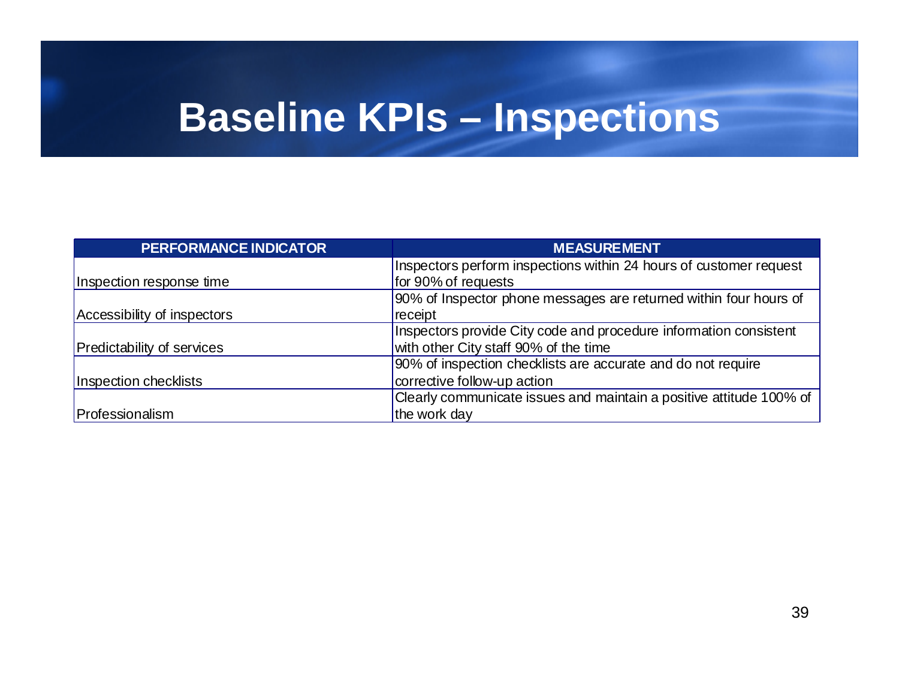# Baseline KPIs – Inspections

| PERFORMANCE INDICATOR | MEASUREMENT |
|---|---|
| Inspection response time | Inspectors perform inspections within 24 hours of customer request for 90% of requests |
| Accessibility of inspectors | 90% of Inspector phone messages are returned within four hours of receipt |
| Predictability of services | Inspectors provide City code and procedure information consistent with other City staff 90% of the time |
| Inspection checklists | 90% of inspection checklists are accurate and do not require corrective follow-up action |
| Professionalism | Clearly communicate issues and maintain a positive attitude 100% of the work day |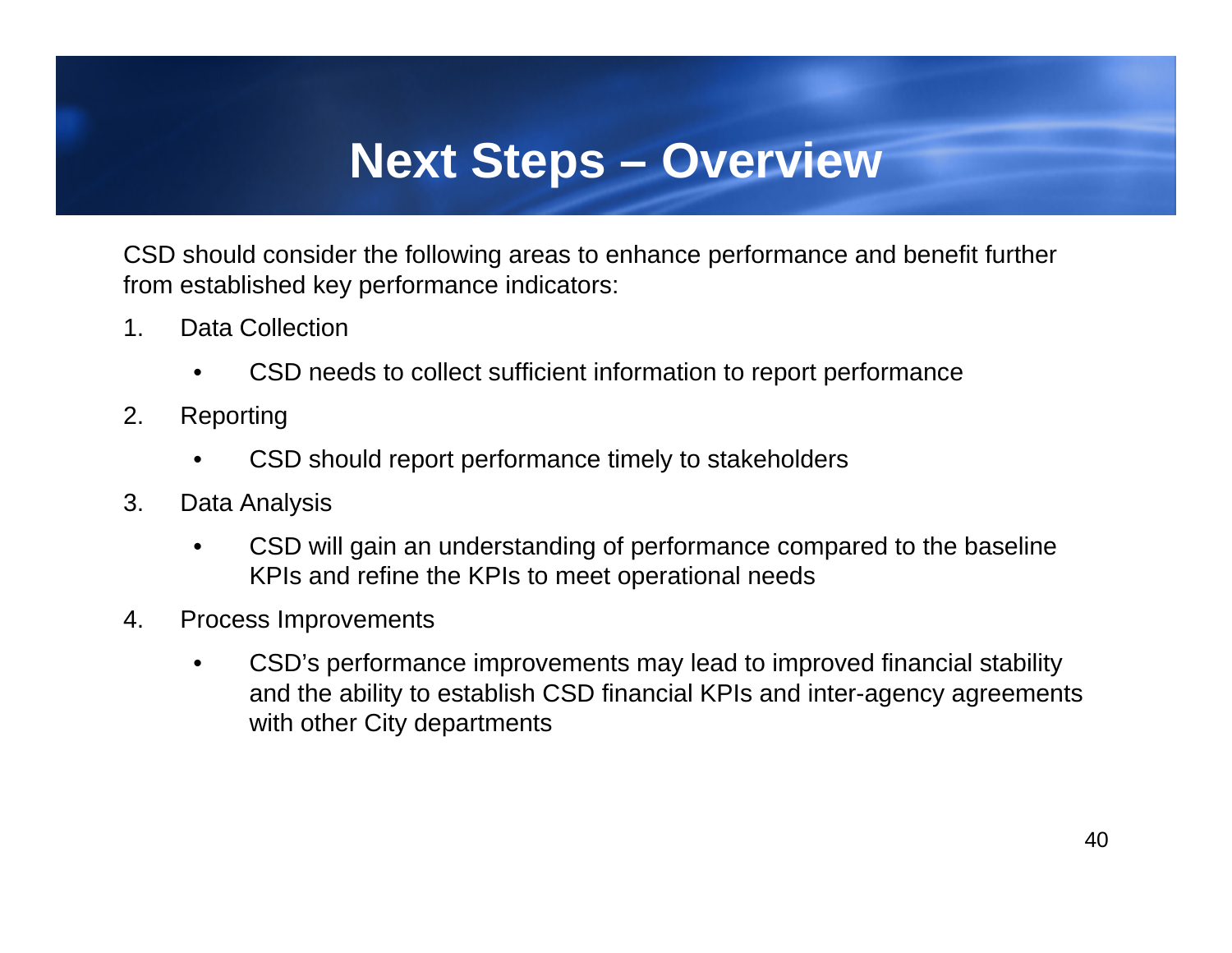# Next Steps – Overview

CSD should consider the following areas to enhance performance and benefit further from established key performance indicators:

1. Data Collection
    - CSD needs to collect sufficient information to report performance
2. Reporting
    - CSD should report performance timely to stakeholders
3. Data Analysis
    - CSD will gain an understanding of performance compared to the baseline KPIs and refine the KPIs to meet operational needs
4. Process Improvements
    - CSD's performance improvements may lead to improved financial stability and the ability to establish CSD financial KPIs and inter-agency agreements with other City departments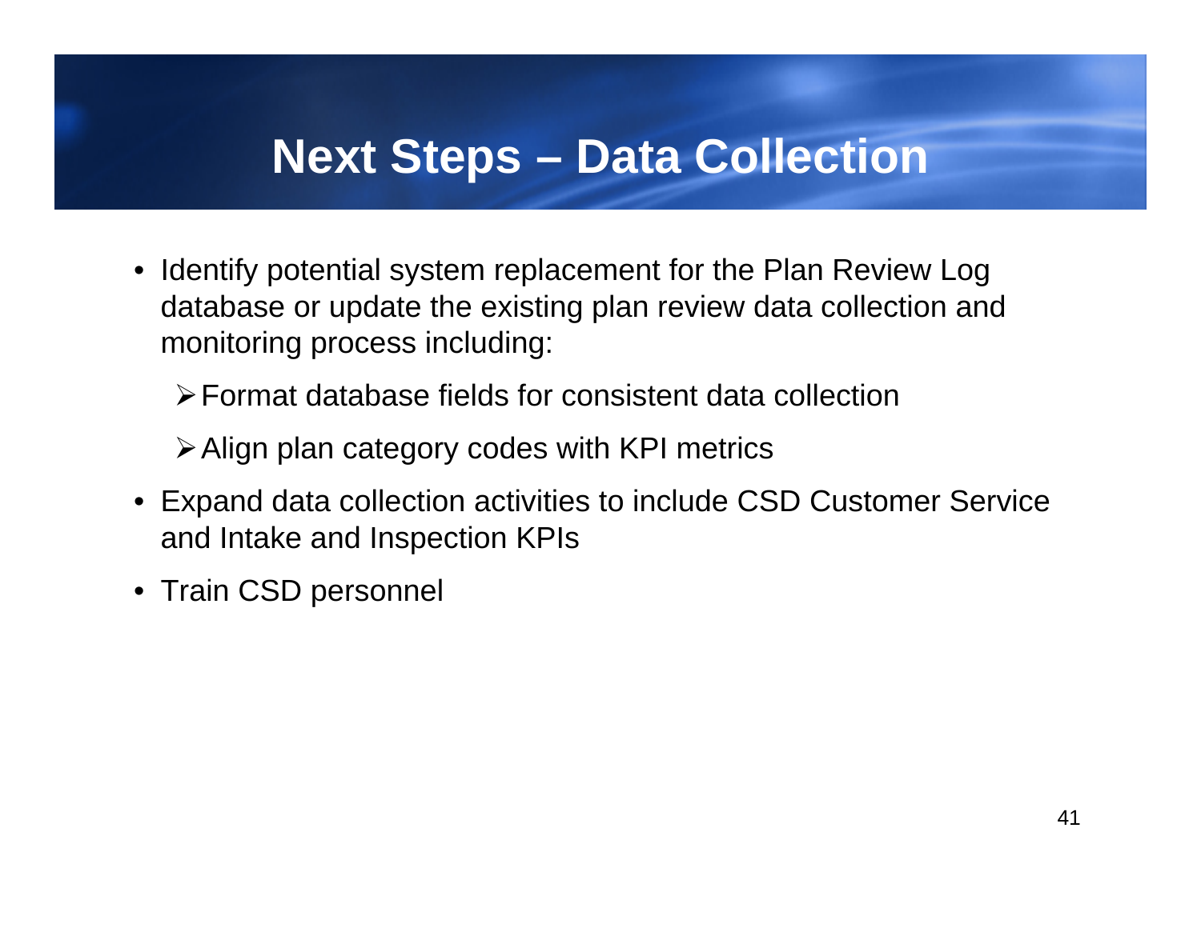# Next Steps – Data Collection

- Identify potential system replacement for the Plan Review Log database or update the existing plan review data collection and monitoring process including:
  - Format database fields for consistent data collection
  - Align plan category codes with KPI metrics
- Expand data collection activities to include CSD Customer Service and Intake and Inspection KPIs
- Train CSD personnel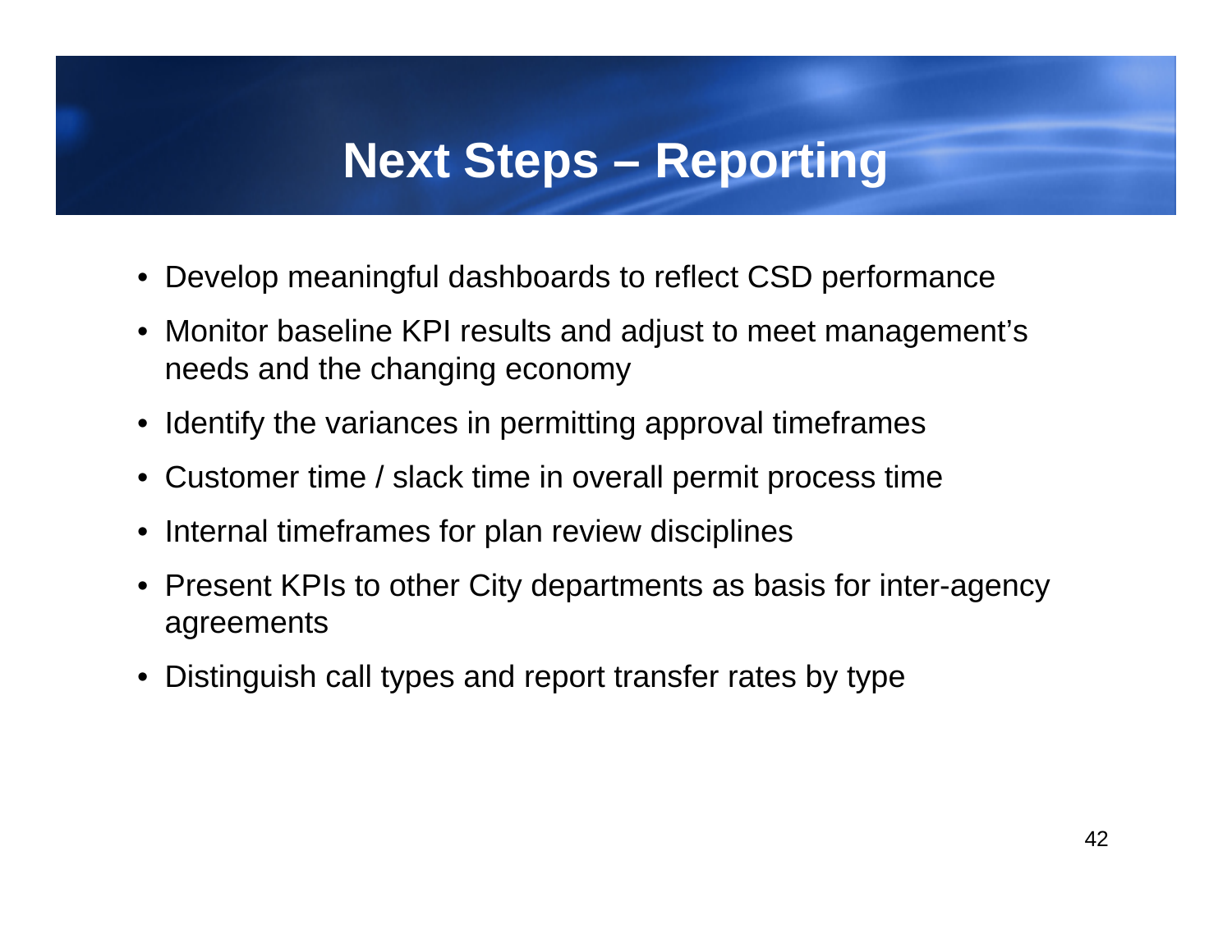# Next Steps – Reporting

- Develop meaningful dashboards to reflect CSD performance
- Monitor baseline KPI results and adjust to meet management's needs and the changing economy
- Identify the variances in permitting approval timeframes
- Customer time / slack time in overall permit process time
- Internal timeframes for plan review disciplines
- Present KPIs to other City departments as basis for inter-agency agreements
- Distinguish call types and report transfer rates by type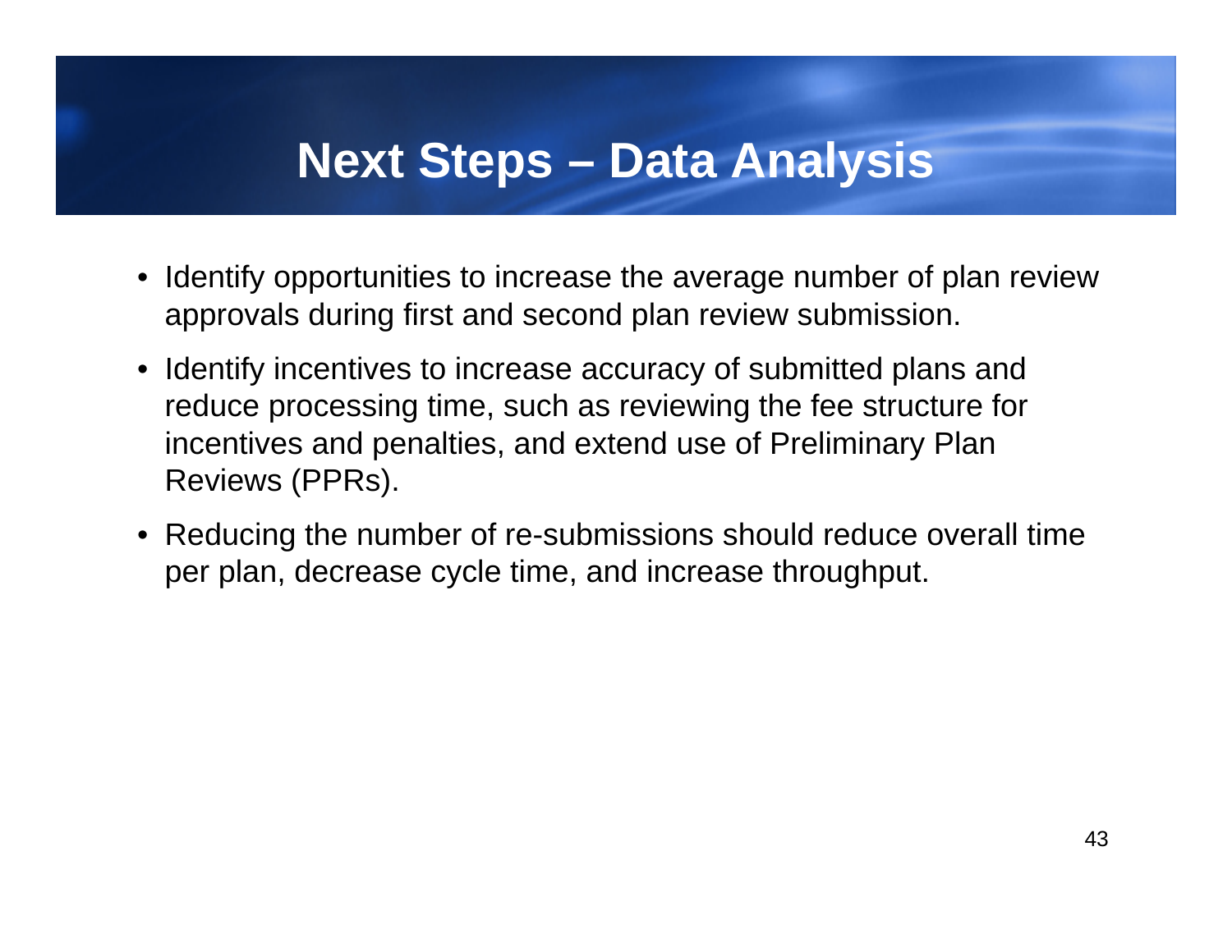# Next Steps – Data Analysis

- Identify opportunities to increase the average number of plan review approvals during first and second plan review submission.
- Identify incentives to increase accuracy of submitted plans and reduce processing time, such as reviewing the fee structure for incentives and penalties, and extend use of Preliminary Plan Reviews (PPRs).
- Reducing the number of re-submissions should reduce overall time per plan, decrease cycle time, and increase throughput.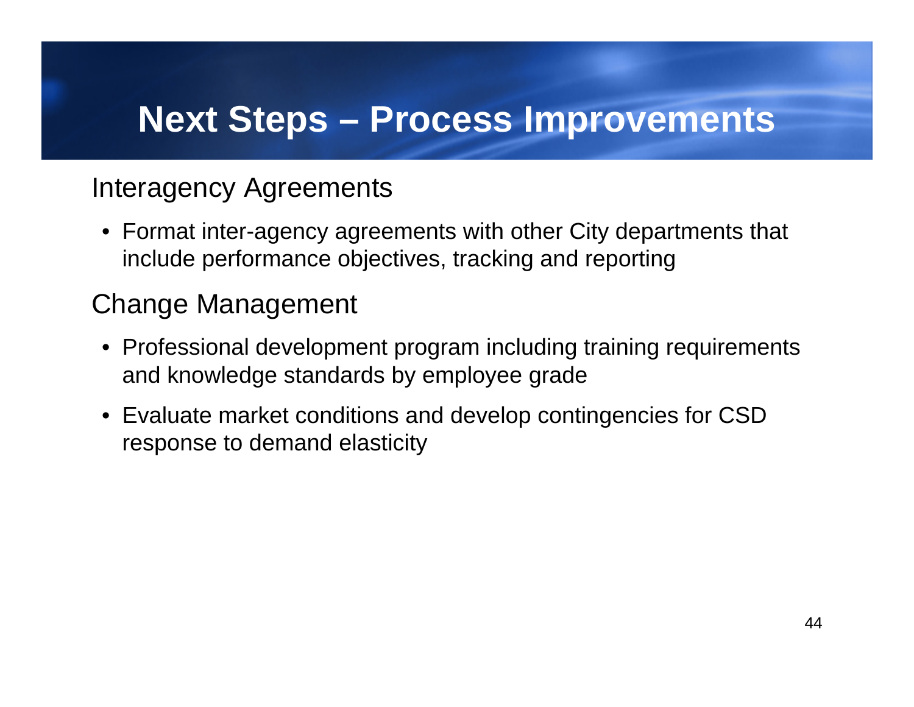# Next Steps – Process Improvements

## Interagency Agreements

- Format inter-agency agreements with other City departments that include performance objectives, tracking and reporting

## Change Management

- Professional development program including training requirements and knowledge standards by employee grade
- Evaluate market conditions and develop contingencies for CSD response to demand elasticity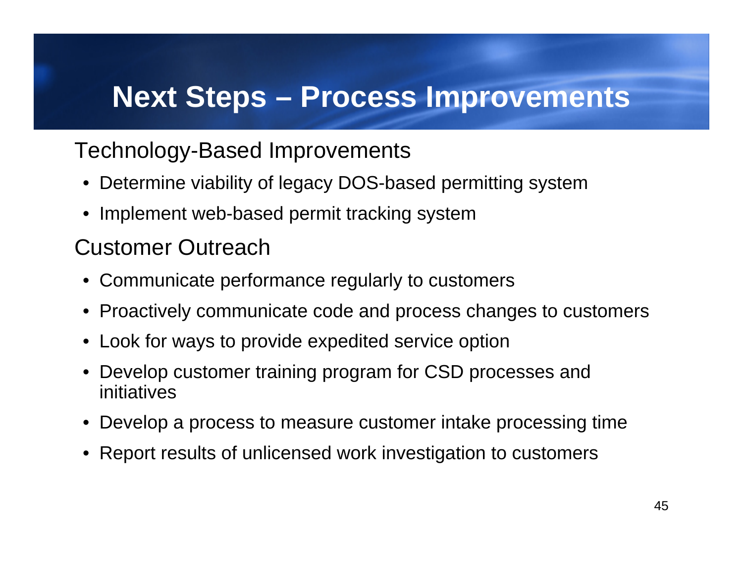# Next Steps – Process Improvements

## Technology-Based Improvements

- Determine viability of legacy DOS-based permitting system
- Implement web-based permit tracking system

## Customer Outreach

- Communicate performance regularly to customers
- Proactively communicate code and process changes to customers
- Look for ways to provide expedited service option
- Develop customer training program for CSD processes and initiatives
- Develop a process to measure customer intake processing time
- Report results of unlicensed work investigation to customers